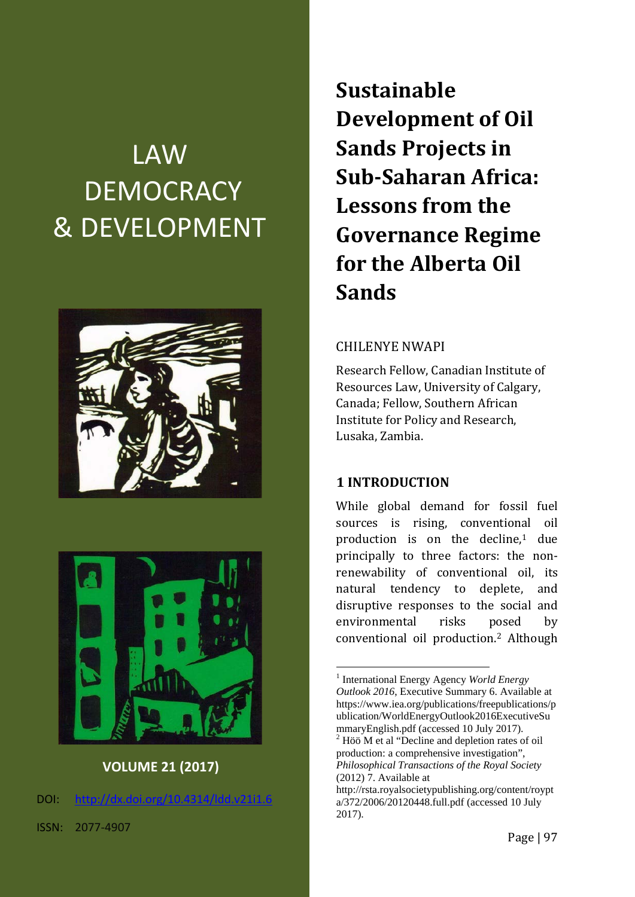LAW DEMOCRACY & DEVELOPMENT

VOLUME 21 (2017)

DOI: http://dx.doi.org/10.4314/ldd.v21i1.6

ISSN: 2077-4907

# Sustainable Development of Oil Sands Projects in Sub-Saharan Africa: Lessons from the Governance Regime for the Alberta Oil Sands

CHILENYE NWAPI

Research Fellow, Canadian Institute of Resources Law, University of Calgary, Canada; Fellow, Southern African Institute for Policy and Research, Lusaka, Zambia.

## 1 INTRODUCTION

While global demand for fossil fuel sources is rising, conventional oil production is on the decline,[1] due principally to three factors: the non-renewability of conventional oil, its natural tendency to deplete, and disruptive responses to the social and environmental risks posed by conventional oil production.[2] Although

---

[1] International Energy Agency *World Energy Outlook 2016*, Executive Summary 6. Available at https://www.iea.org/publications/freepublications/publication/WorldEnergyOutlook2016ExecutiveSummaryEnglish.pdf (accessed 10 July 2017).

[2] Höö M et al "Decline and depletion rates of oil production: a comprehensive investigation", *Philosophical Transactions of the Royal Society* (2012) 7. Available at http://rsta.royalsocietypublishing.org/content/roypta/372/2006/20120448.full.pdf (accessed 10 July 2017).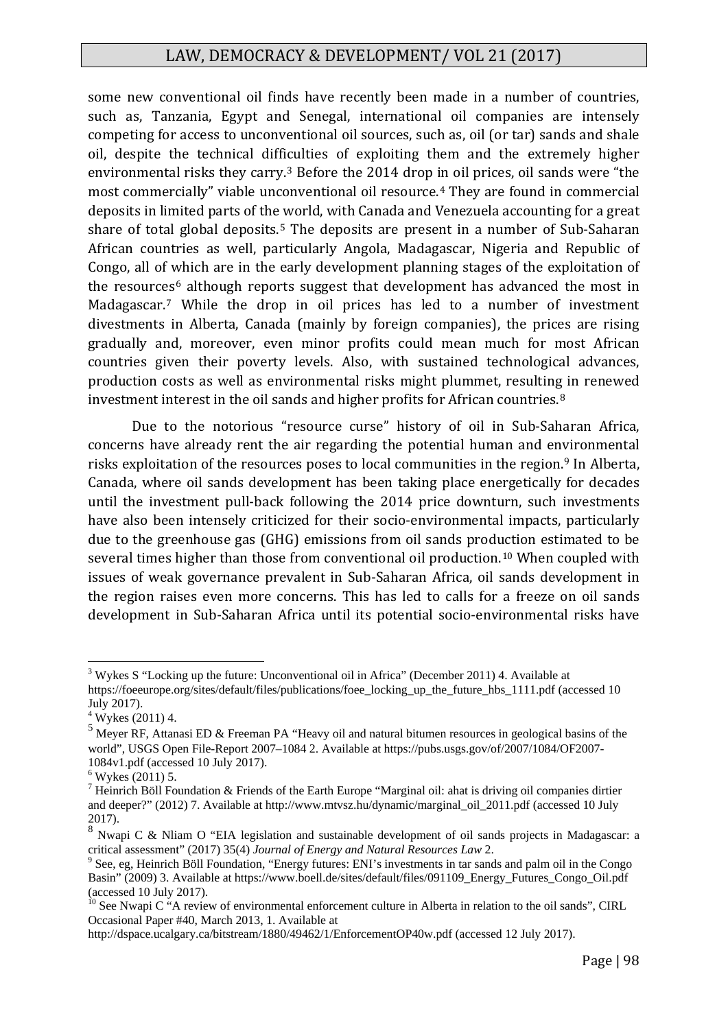some new conventional oil finds have recently been made in a number of countries, such as, Tanzania, Egypt and Senegal, international oil companies are intensely competing for access to unconventional oil sources, such as, oil (or tar) sands and shale oil, despite the technical difficulties of exploiting them and the extremely higher environmental risks they carry.[3] Before the 2014 drop in oil prices, oil sands were "the most commercially" viable unconventional oil resource.[4] They are found in commercial deposits in limited parts of the world, with Canada and Venezuela accounting for a great share of total global deposits.[5] The deposits are present in a number of Sub-Saharan African countries as well, particularly Angola, Madagascar, Nigeria and Republic of Congo, all of which are in the early development planning stages of the exploitation of the resources[6] although reports suggest that development has advanced the most in Madagascar.[7] While the drop in oil prices has led to a number of investment divestments in Alberta, Canada (mainly by foreign companies), the prices are rising gradually and, moreover, even minor profits could mean much for most African countries given their poverty levels. Also, with sustained technological advances, production costs as well as environmental risks might plummet, resulting in renewed investment interest in the oil sands and higher profits for African countries.[8]

Due to the notorious "resource curse" history of oil in Sub-Saharan Africa, concerns have already rent the air regarding the potential human and environmental risks exploitation of the resources poses to local communities in the region.[9] In Alberta, Canada, where oil sands development has been taking place energetically for decades until the investment pull-back following the 2014 price downturn, such investments have also been intensely criticized for their socio-environmental impacts, particularly due to the greenhouse gas (GHG) emissions from oil sands production estimated to be several times higher than those from conventional oil production.[10] When coupled with issues of weak governance prevalent in Sub-Saharan Africa, oil sands development in the region raises even more concerns. This has led to calls for a freeze on oil sands development in Sub-Saharan Africa until its potential socio-environmental risks have

---

[3] Wykes S "Locking up the future: Unconventional oil in Africa" (December 2011) 4. Available at https://foeeurope.org/sites/default/files/publications/foee_locking_up_the_future_hbs_1111.pdf (accessed 10 July 2017).

[4] Wykes (2011) 4.

[5] Meyer RF, Attanasi ED & Freeman PA "Heavy oil and natural bitumen resources in geological basins of the world", USGS Open File-Report 2007–1084 2. Available at https://pubs.usgs.gov/of/2007/1084/OF2007-1084v1.pdf (accessed 10 July 2017).

[6] Wykes (2011) 5.

[7] Heinrich Böll Foundation & Friends of the Earth Europe "Marginal oil: ahat is driving oil companies dirtier and deeper?" (2012) 7. Available at http://www.mtvsz.hu/dynamic/marginal_oil_2011.pdf (accessed 10 July 2017).

[8] Nwapi C & Nliam O "EIA legislation and sustainable development of oil sands projects in Madagascar: a critical assessment" (2017) 35(4) *Journal of Energy and Natural Resources Law* 2.

[9] See, eg, Heinrich Böll Foundation, "Energy futures: ENI's investments in tar sands and palm oil in the Congo Basin" (2009) 3. Available at https://www.boell.de/sites/default/files/091109_Energy_Futures_Congo_Oil.pdf (accessed 10 July 2017).

[10] See Nwapi C "A review of environmental enforcement culture in Alberta in relation to the oil sands", CIRL Occasional Paper #40, March 2013, 1. Available at http://dspace.ucalgary.ca/bitstream/1880/49462/1/EnforcementOP40w.pdf (accessed 12 July 2017).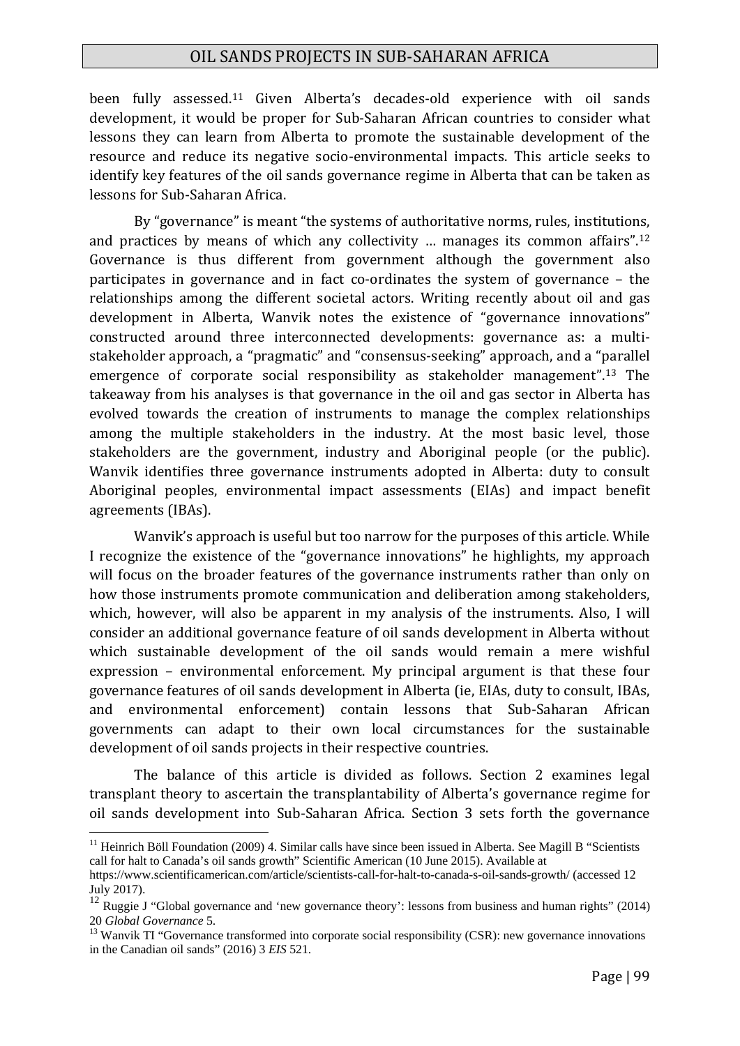been fully assessed.[11] Given Alberta's decades-old experience with oil sands development, it would be proper for Sub-Saharan African countries to consider what lessons they can learn from Alberta to promote the sustainable development of the resource and reduce its negative socio-environmental impacts. This article seeks to identify key features of the oil sands governance regime in Alberta that can be taken as lessons for Sub-Saharan Africa.

By "governance" is meant "the systems of authoritative norms, rules, institutions, and practices by means of which any collectivity … manages its common affairs".[12] Governance is thus different from government although the government also participates in governance and in fact co-ordinates the system of governance – the relationships among the different societal actors. Writing recently about oil and gas development in Alberta, Wanvik notes the existence of "governance innovations" constructed around three interconnected developments: governance as: a multi-stakeholder approach, a "pragmatic" and "consensus-seeking" approach, and a "parallel emergence of corporate social responsibility as stakeholder management".[13] The takeaway from his analyses is that governance in the oil and gas sector in Alberta has evolved towards the creation of instruments to manage the complex relationships among the multiple stakeholders in the industry. At the most basic level, those stakeholders are the government, industry and Aboriginal people (or the public). Wanvik identifies three governance instruments adopted in Alberta: duty to consult Aboriginal peoples, environmental impact assessments (EIAs) and impact benefit agreements (IBAs).

Wanvik's approach is useful but too narrow for the purposes of this article. While I recognize the existence of the "governance innovations" he highlights, my approach will focus on the broader features of the governance instruments rather than only on how those instruments promote communication and deliberation among stakeholders, which, however, will also be apparent in my analysis of the instruments. Also, I will consider an additional governance feature of oil sands development in Alberta without which sustainable development of the oil sands would remain a mere wishful expression – environmental enforcement. My principal argument is that these four governance features of oil sands development in Alberta (ie, EIAs, duty to consult, IBAs, and environmental enforcement) contain lessons that Sub-Saharan African governments can adapt to their own local circumstances for the sustainable development of oil sands projects in their respective countries.

The balance of this article is divided as follows. Section 2 examines legal transplant theory to ascertain the transplantability of Alberta's governance regime for oil sands development into Sub-Saharan Africa. Section 3 sets forth the governance

---

[11] Heinrich Böll Foundation (2009) 4. Similar calls have since been issued in Alberta. See Magill B "Scientists call for halt to Canada's oil sands growth" Scientific American (10 June 2015). Available at https://www.scientificamerican.com/article/scientists-call-for-halt-to-canada-s-oil-sands-growth/ (accessed 12 July 2017).

[12] Ruggie J "Global governance and 'new governance theory': lessons from business and human rights" (2014) 20 *Global Governance* 5.

[13] Wanvik TI "Governance transformed into corporate social responsibility (CSR): new governance innovations in the Canadian oil sands" (2016) 3 *EIS* 521.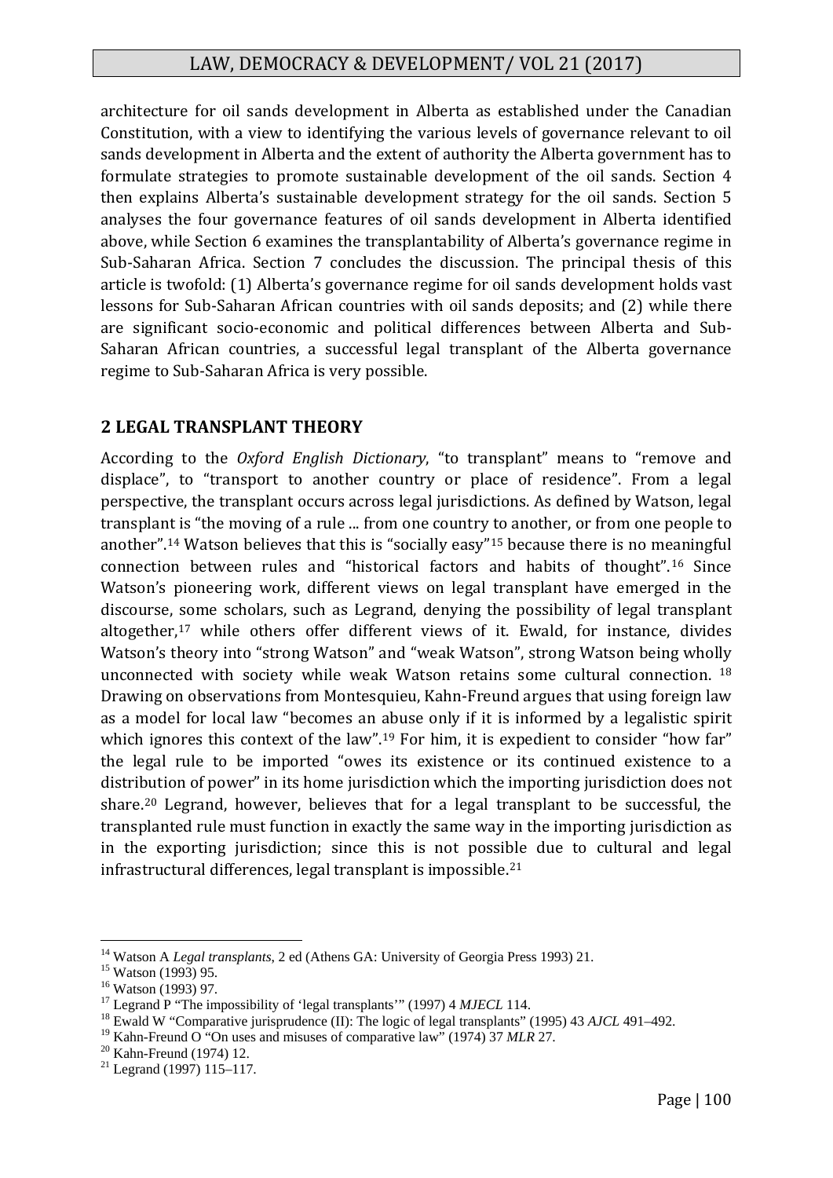architecture for oil sands development in Alberta as established under the Canadian Constitution, with a view to identifying the various levels of governance relevant to oil sands development in Alberta and the extent of authority the Alberta government has to formulate strategies to promote sustainable development of the oil sands. Section 4 then explains Alberta's sustainable development strategy for the oil sands. Section 5 analyses the four governance features of oil sands development in Alberta identified above, while Section 6 examines the transplantability of Alberta's governance regime in Sub-Saharan Africa. Section 7 concludes the discussion. The principal thesis of this article is twofold: (1) Alberta's governance regime for oil sands development holds vast lessons for Sub-Saharan African countries with oil sands deposits; and (2) while there are significant socio-economic and political differences between Alberta and Sub-Saharan African countries, a successful legal transplant of the Alberta governance regime to Sub-Saharan Africa is very possible.

## 2 LEGAL TRANSPLANT THEORY

According to the *Oxford English Dictionary*, "to transplant" means to "remove and displace", to "transport to another country or place of residence". From a legal perspective, the transplant occurs across legal jurisdictions. As defined by Watson, legal transplant is "the moving of a rule ... from one country to another, or from one people to another".[14] Watson believes that this is "socially easy"[15] because there is no meaningful connection between rules and "historical factors and habits of thought".[16] Since Watson's pioneering work, different views on legal transplant have emerged in the discourse, some scholars, such as Legrand, denying the possibility of legal transplant altogether,[17] while others offer different views of it. Ewald, for instance, divides Watson's theory into "strong Watson" and "weak Watson", strong Watson being wholly unconnected with society while weak Watson retains some cultural connection.[18] Drawing on observations from Montesquieu, Kahn-Freund argues that using foreign law as a model for local law "becomes an abuse only if it is informed by a legalistic spirit which ignores this context of the law".[19] For him, it is expedient to consider "how far" the legal rule to be imported "owes its existence or its continued existence to a distribution of power" in its home jurisdiction which the importing jurisdiction does not share.[20] Legrand, however, believes that for a legal transplant to be successful, the transplanted rule must function in exactly the same way in the importing jurisdiction as in the exporting jurisdiction; since this is not possible due to cultural and legal infrastructural differences, legal transplant is impossible.[21]

---

[14] Watson A *Legal transplants*, 2 ed (Athens GA: University of Georgia Press 1993) 21.
[15] Watson (1993) 95.
[16] Watson (1993) 97.
[17] Legrand P "The impossibility of 'legal transplants'" (1997) 4 *MJECL* 114.
[18] Ewald W "Comparative jurisprudence (II): The logic of legal transplants" (1995) 43 *AJCL* 491–492.
[19] Kahn-Freund O "On uses and misuses of comparative law" (1974) 37 *MLR* 27.
[20] Kahn-Freund (1974) 12.
[21] Legrand (1997) 115–117.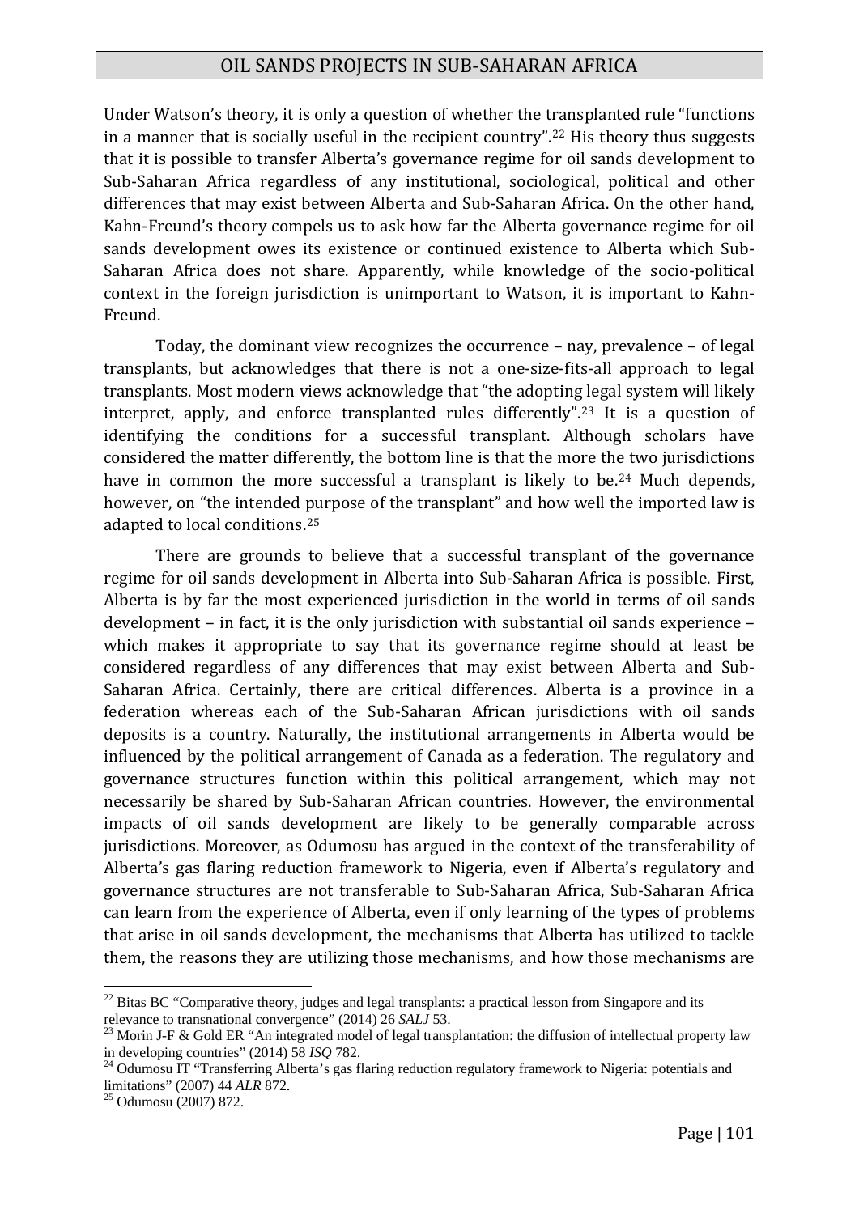Under Watson's theory, it is only a question of whether the transplanted rule "functions in a manner that is socially useful in the recipient country".[22] His theory thus suggests that it is possible to transfer Alberta's governance regime for oil sands development to Sub-Saharan Africa regardless of any institutional, sociological, political and other differences that may exist between Alberta and Sub-Saharan Africa. On the other hand, Kahn-Freund's theory compels us to ask how far the Alberta governance regime for oil sands development owes its existence or continued existence to Alberta which Sub-Saharan Africa does not share. Apparently, while knowledge of the socio-political context in the foreign jurisdiction is unimportant to Watson, it is important to Kahn-Freund.

Today, the dominant view recognizes the occurrence – nay, prevalence – of legal transplants, but acknowledges that there is not a one-size-fits-all approach to legal transplants. Most modern views acknowledge that "the adopting legal system will likely interpret, apply, and enforce transplanted rules differently".[23] It is a question of identifying the conditions for a successful transplant. Although scholars have considered the matter differently, the bottom line is that the more the two jurisdictions have in common the more successful a transplant is likely to be.[24] Much depends, however, on "the intended purpose of the transplant" and how well the imported law is adapted to local conditions.[25]

There are grounds to believe that a successful transplant of the governance regime for oil sands development in Alberta into Sub-Saharan Africa is possible. First, Alberta is by far the most experienced jurisdiction in the world in terms of oil sands development – in fact, it is the only jurisdiction with substantial oil sands experience – which makes it appropriate to say that its governance regime should at least be considered regardless of any differences that may exist between Alberta and Sub-Saharan Africa. Certainly, there are critical differences. Alberta is a province in a federation whereas each of the Sub-Saharan African jurisdictions with oil sands deposits is a country. Naturally, the institutional arrangements in Alberta would be influenced by the political arrangement of Canada as a federation. The regulatory and governance structures function within this political arrangement, which may not necessarily be shared by Sub-Saharan African countries. However, the environmental impacts of oil sands development are likely to be generally comparable across jurisdictions. Moreover, as Odumosu has argued in the context of the transferability of Alberta's gas flaring reduction framework to Nigeria, even if Alberta's regulatory and governance structures are not transferable to Sub-Saharan Africa, Sub-Saharan Africa can learn from the experience of Alberta, even if only learning of the types of problems that arise in oil sands development, the mechanisms that Alberta has utilized to tackle them, the reasons they are utilizing those mechanisms, and how those mechanisms are

---

[22] Bitas BC "Comparative theory, judges and legal transplants: a practical lesson from Singapore and its relevance to transnational convergence" (2014) 26 *SALJ* 53.

[23] Morin J-F & Gold ER "An integrated model of legal transplantation: the diffusion of intellectual property law in developing countries" (2014) 58 *ISQ* 782.

[24] Odumosu IT "Transferring Alberta's gas flaring reduction regulatory framework to Nigeria: potentials and limitations" (2007) 44 *ALR* 872.

[25] Odumosu (2007) 872.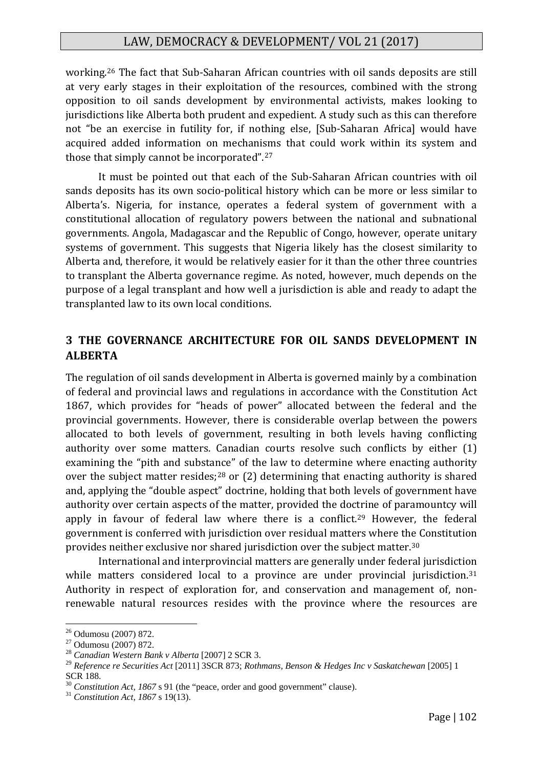working.[26] The fact that Sub-Saharan African countries with oil sands deposits are still at very early stages in their exploitation of the resources, combined with the strong opposition to oil sands development by environmental activists, makes looking to jurisdictions like Alberta both prudent and expedient. A study such as this can therefore not "be an exercise in futility for, if nothing else, [Sub-Saharan Africa] would have acquired added information on mechanisms that could work within its system and those that simply cannot be incorporated".[27]

It must be pointed out that each of the Sub-Saharan African countries with oil sands deposits has its own socio-political history which can be more or less similar to Alberta's. Nigeria, for instance, operates a federal system of government with a constitutional allocation of regulatory powers between the national and subnational governments. Angola, Madagascar and the Republic of Congo, however, operate unitary systems of government. This suggests that Nigeria likely has the closest similarity to Alberta and, therefore, it would be relatively easier for it than the other three countries to transplant the Alberta governance regime. As noted, however, much depends on the purpose of a legal transplant and how well a jurisdiction is able and ready to adapt the transplanted law to its own local conditions.

## 3 THE GOVERNANCE ARCHITECTURE FOR OIL SANDS DEVELOPMENT IN ALBERTA

The regulation of oil sands development in Alberta is governed mainly by a combination of federal and provincial laws and regulations in accordance with the Constitution Act 1867, which provides for "heads of power" allocated between the federal and the provincial governments. However, there is considerable overlap between the powers allocated to both levels of government, resulting in both levels having conflicting authority over some matters. Canadian courts resolve such conflicts by either (1) examining the "pith and substance" of the law to determine where enacting authority over the subject matter resides;[28] or (2) determining that enacting authority is shared and, applying the "double aspect" doctrine, holding that both levels of government have authority over certain aspects of the matter, provided the doctrine of paramountcy will apply in favour of federal law where there is a conflict.[29] However, the federal government is conferred with jurisdiction over residual matters where the Constitution provides neither exclusive nor shared jurisdiction over the subject matter.[30]

International and interprovincial matters are generally under federal jurisdiction while matters considered local to a province are under provincial jurisdiction.[31] Authority in respect of exploration for, and conservation and management of, non-renewable natural resources resides with the province where the resources are

---

[26] Odumosu (2007) 872.

[27] Odumosu (2007) 872.

[28] *Canadian Western Bank v Alberta* [2007] 2 SCR 3.

[29] *Reference re Securities Act* [2011] 3SCR 873; *Rothmans, Benson & Hedges Inc v Saskatchewan* [2005] 1 SCR 188.

[30] *Constitution Act, 1867* s 91 (the "peace, order and good government" clause).

[31] *Constitution Act, 1867* s 19(13).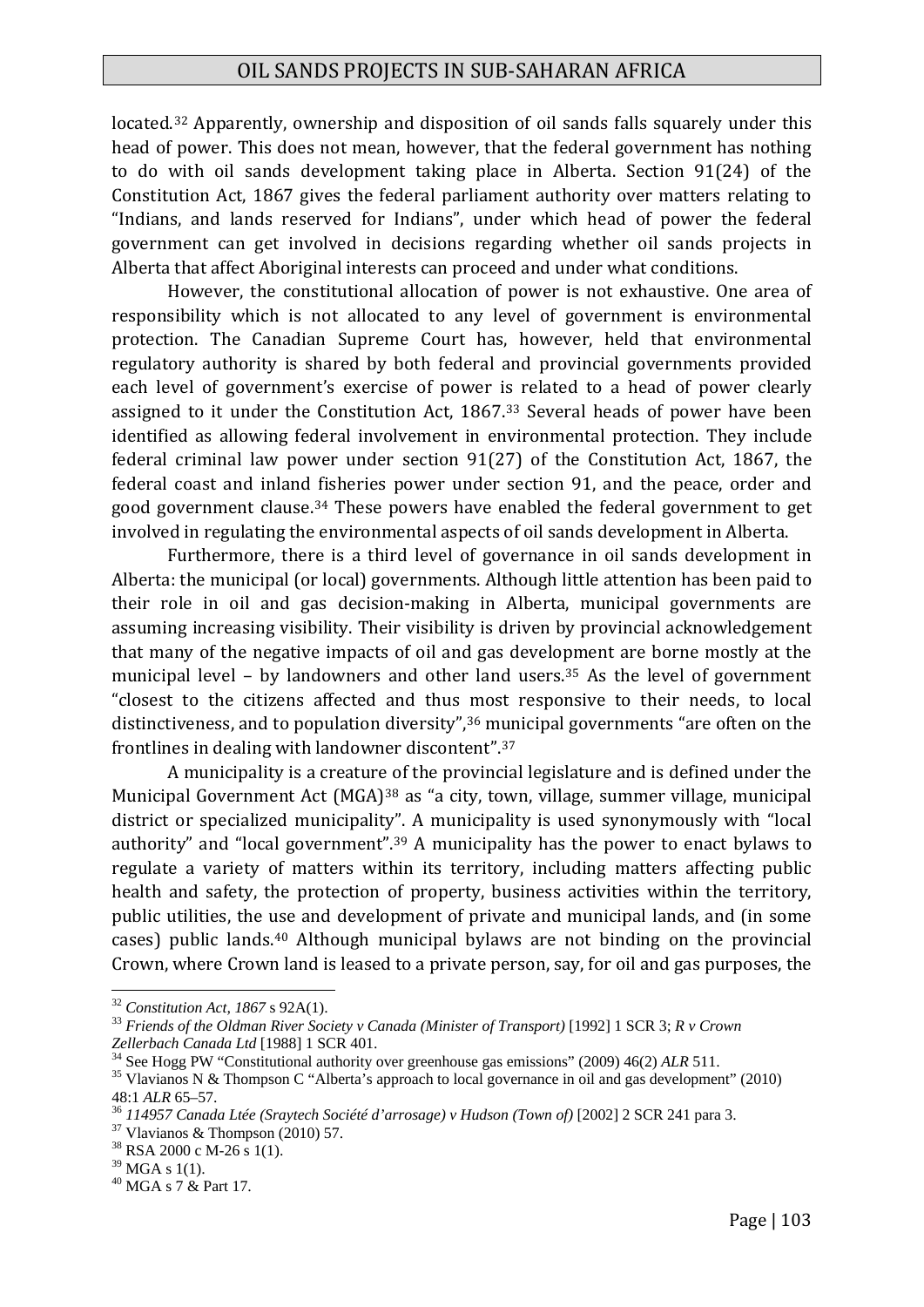located.[32] Apparently, ownership and disposition of oil sands falls squarely under this head of power. This does not mean, however, that the federal government has nothing to do with oil sands development taking place in Alberta. Section 91(24) of the Constitution Act, 1867 gives the federal parliament authority over matters relating to "Indians, and lands reserved for Indians", under which head of power the federal government can get involved in decisions regarding whether oil sands projects in Alberta that affect Aboriginal interests can proceed and under what conditions.

However, the constitutional allocation of power is not exhaustive. One area of responsibility which is not allocated to any level of government is environmental protection. The Canadian Supreme Court has, however, held that environmental regulatory authority is shared by both federal and provincial governments provided each level of government's exercise of power is related to a head of power clearly assigned to it under the Constitution Act, 1867.[33] Several heads of power have been identified as allowing federal involvement in environmental protection. They include federal criminal law power under section 91(27) of the Constitution Act, 1867, the federal coast and inland fisheries power under section 91, and the peace, order and good government clause.[34] These powers have enabled the federal government to get involved in regulating the environmental aspects of oil sands development in Alberta.

Furthermore, there is a third level of governance in oil sands development in Alberta: the municipal (or local) governments. Although little attention has been paid to their role in oil and gas decision-making in Alberta, municipal governments are assuming increasing visibility. Their visibility is driven by provincial acknowledgement that many of the negative impacts of oil and gas development are borne mostly at the municipal level – by landowners and other land users.[35] As the level of government "closest to the citizens affected and thus most responsive to their needs, to local distinctiveness, and to population diversity",[36] municipal governments "are often on the frontlines in dealing with landowner discontent".[37]

A municipality is a creature of the provincial legislature and is defined under the Municipal Government Act (MGA)[38] as "a city, town, village, summer village, municipal district or specialized municipality". A municipality is used synonymously with "local authority" and "local government".[39] A municipality has the power to enact bylaws to regulate a variety of matters within its territory, including matters affecting public health and safety, the protection of property, business activities within the territory, public utilities, the use and development of private and municipal lands, and (in some cases) public lands.[40] Although municipal bylaws are not binding on the provincial Crown, where Crown land is leased to a private person, say, for oil and gas purposes, the

---

[32] *Constitution Act, 1867* s 92A(1).

[33] *Friends of the Oldman River Society v Canada (Minister of Transport)* [1992] 1 SCR 3; *R v Crown Zellerbach Canada Ltd* [1988] 1 SCR 401.

[34] See Hogg PW "Constitutional authority over greenhouse gas emissions" (2009) 46(2) *ALR* 511.

[35] Vlavianos N & Thompson C "Alberta's approach to local governance in oil and gas development" (2010) 48:1 *ALR* 65–57.

[36] *114957 Canada Ltée (Sraytech Société d'arrosage) v Hudson (Town of)* [2002] 2 SCR 241 para 3.

[37] Vlavianos & Thompson (2010) 57.

[38] RSA 2000 c M-26 s 1(1).

[39] MGA s 1(1).

[40] MGA s 7 & Part 17.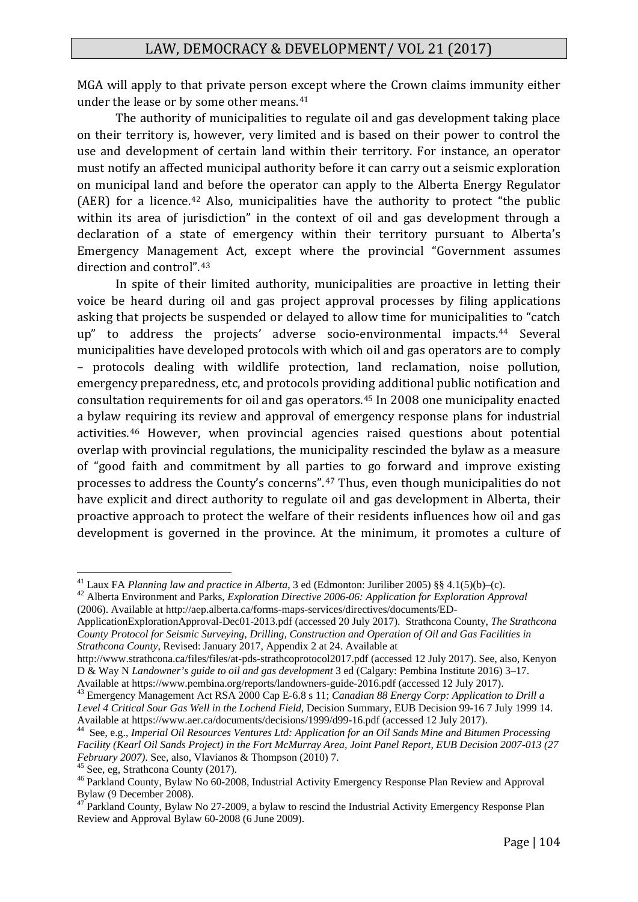MGA will apply to that private person except where the Crown claims immunity either under the lease or by some other means.[41]

The authority of municipalities to regulate oil and gas development taking place on their territory is, however, very limited and is based on their power to control the use and development of certain land within their territory. For instance, an operator must notify an affected municipal authority before it can carry out a seismic exploration on municipal land and before the operator can apply to the Alberta Energy Regulator (AER) for a licence.[42] Also, municipalities have the authority to protect "the public within its area of jurisdiction" in the context of oil and gas development through a declaration of a state of emergency within their territory pursuant to Alberta's Emergency Management Act, except where the provincial "Government assumes direction and control".[43]

In spite of their limited authority, municipalities are proactive in letting their voice be heard during oil and gas project approval processes by filing applications asking that projects be suspended or delayed to allow time for municipalities to "catch up" to address the projects' adverse socio-environmental impacts.[44] Several municipalities have developed protocols with which oil and gas operators are to comply – protocols dealing with wildlife protection, land reclamation, noise pollution, emergency preparedness, etc, and protocols providing additional public notification and consultation requirements for oil and gas operators.[45] In 2008 one municipality enacted a bylaw requiring its review and approval of emergency response plans for industrial activities.[46] However, when provincial agencies raised questions about potential overlap with provincial regulations, the municipality rescinded the bylaw as a measure of "good faith and commitment by all parties to go forward and improve existing processes to address the County's concerns".[47] Thus, even though municipalities do not have explicit and direct authority to regulate oil and gas development in Alberta, their proactive approach to protect the welfare of their residents influences how oil and gas development is governed in the province. At the minimum, it promotes a culture of

---

[41] Laux FA *Planning law and practice in Alberta*, 3 ed (Edmonton: Juriliber 2005) §§ 4.1(5)(b)–(c).

[42] Alberta Environment and Parks, *Exploration Directive 2006-06: Application for Exploration Approval* (2006). Available at http://aep.alberta.ca/forms-maps-services/directives/documents/ED-ApplicationExplorationApproval-Dec01-2013.pdf (accessed 20 July 2017). Strathcona County, *The Strathcona County Protocol for Seismic Surveying, Drilling, Construction and Operation of Oil and Gas Facilities in Strathcona County*, Revised: January 2017, Appendix 2 at 24. Available at http://www.strathcona.ca/files/files/at-pds-strathcoprotocol2017.pdf (accessed 12 July 2017). See, also, Kenyon D & Way N *Landowner's guide to oil and gas development* 3 ed (Calgary: Pembina Institute 2016) 3–17. Available at https://www.pembina.org/reports/landowners-guide-2016.pdf (accessed 12 July 2017).

[43] Emergency Management Act RSA 2000 Cap E-6.8 s 11; *Canadian 88 Energy Corp: Application to Drill a Level 4 Critical Sour Gas Well in the Lochend Field*, Decision Summary, EUB Decision 99-16 7 July 1999 14. Available at https://www.aer.ca/documents/decisions/1999/d99-16.pdf (accessed 12 July 2017).

[44] See, e.g., *Imperial Oil Resources Ventures Ltd: Application for an Oil Sands Mine and Bitumen Processing Facility (Kearl Oil Sands Project) in the Fort McMurray Area, Joint Panel Report, EUB Decision 2007-013 (27 February 2007)*. See, also, Vlavianos & Thompson (2010) 7.

[45] See, eg, Strathcona County (2017).

[46] Parkland County, Bylaw No 60-2008, Industrial Activity Emergency Response Plan Review and Approval Bylaw (9 December 2008).

[47] Parkland County, Bylaw No 27-2009, a bylaw to rescind the Industrial Activity Emergency Response Plan Review and Approval Bylaw 60-2008 (6 June 2009).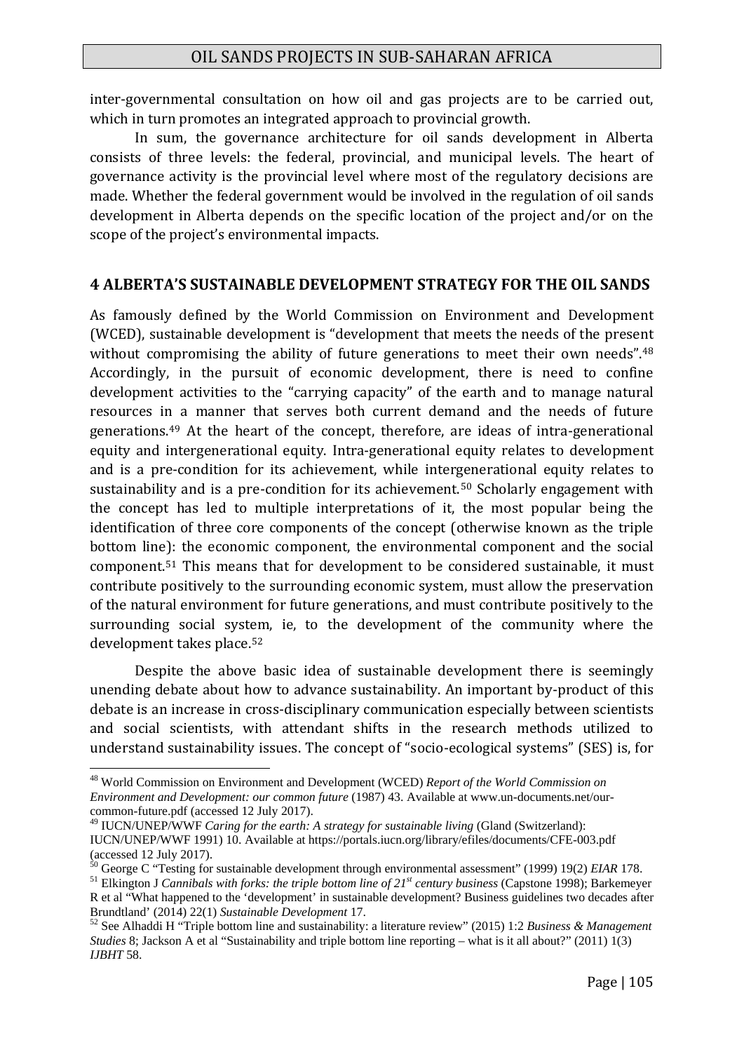inter-governmental consultation on how oil and gas projects are to be carried out, which in turn promotes an integrated approach to provincial growth.

In sum, the governance architecture for oil sands development in Alberta consists of three levels: the federal, provincial, and municipal levels. The heart of governance activity is the provincial level where most of the regulatory decisions are made. Whether the federal government would be involved in the regulation of oil sands development in Alberta depends on the specific location of the project and/or on the scope of the project's environmental impacts.

## 4 ALBERTA'S SUSTAINABLE DEVELOPMENT STRATEGY FOR THE OIL SANDS

As famously defined by the World Commission on Environment and Development (WCED), sustainable development is "development that meets the needs of the present without compromising the ability of future generations to meet their own needs".[48] Accordingly, in the pursuit of economic development, there is need to confine development activities to the "carrying capacity" of the earth and to manage natural resources in a manner that serves both current demand and the needs of future generations.[49] At the heart of the concept, therefore, are ideas of intra-generational equity and intergenerational equity. Intra-generational equity relates to development and is a pre-condition for its achievement, while intergenerational equity relates to sustainability and is a pre-condition for its achievement.[50] Scholarly engagement with the concept has led to multiple interpretations of it, the most popular being the identification of three core components of the concept (otherwise known as the triple bottom line): the economic component, the environmental component and the social component.[51] This means that for development to be considered sustainable, it must contribute positively to the surrounding economic system, must allow the preservation of the natural environment for future generations, and must contribute positively to the surrounding social system, ie, to the development of the community where the development takes place.[52]

Despite the above basic idea of sustainable development there is seemingly unending debate about how to advance sustainability. An important by-product of this debate is an increase in cross-disciplinary communication especially between scientists and social scientists, with attendant shifts in the research methods utilized to understand sustainability issues. The concept of "socio-ecological systems" (SES) is, for

---

[48] World Commission on Environment and Development (WCED) *Report of the World Commission on Environment and Development: our common future* (1987) 43. Available at www.un-documents.net/our-common-future.pdf (accessed 12 July 2017).

[49] IUCN/UNEP/WWF *Caring for the earth: A strategy for sustainable living* (Gland (Switzerland): IUCN/UNEP/WWF 1991) 10. Available at https://portals.iucn.org/library/efiles/documents/CFE-003.pdf (accessed 12 July 2017).

[50] George C "Testing for sustainable development through environmental assessment" (1999) 19(2) *EIAR* 178.

[51] Elkington J *Cannibals with forks: the triple bottom line of 21st century business* (Capstone 1998); Barkemeyer R et al "What happened to the 'development' in sustainable development? Business guidelines two decades after Brundtland' (2014) 22(1) *Sustainable Development* 17.

[52] See Alhaddi H "Triple bottom line and sustainability: a literature review" (2015) 1:2 *Business & Management Studies* 8; Jackson A et al "Sustainability and triple bottom line reporting – what is it all about?" (2011) 1(3) *IJBHT* 58.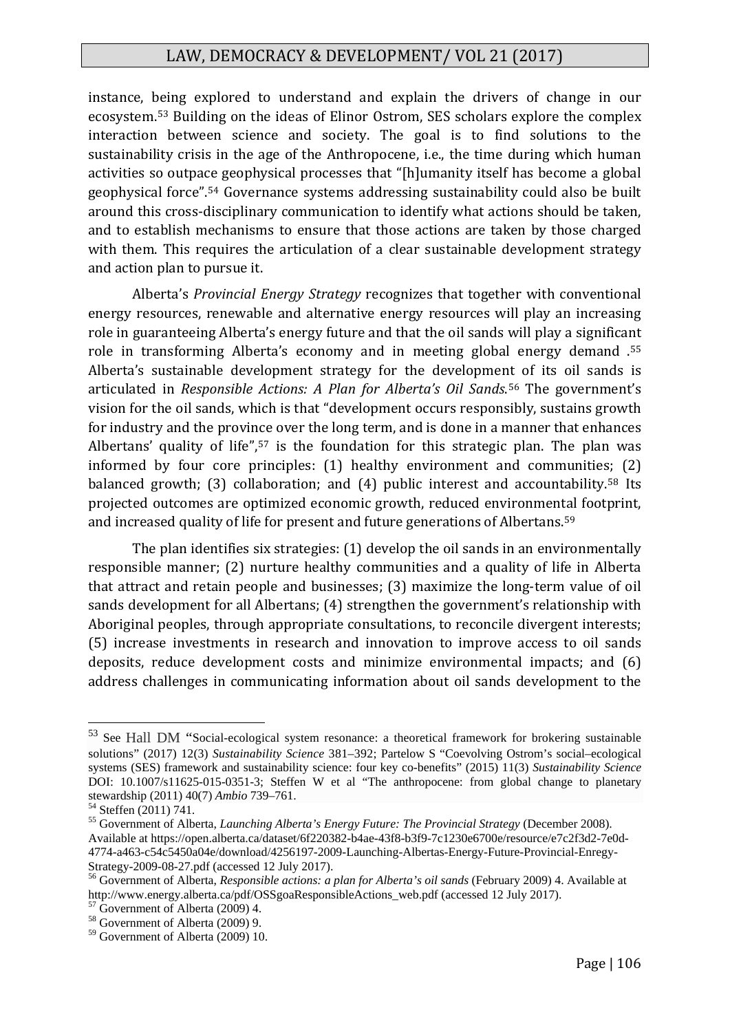instance, being explored to understand and explain the drivers of change in our ecosystem.[53] Building on the ideas of Elinor Ostrom, SES scholars explore the complex interaction between science and society. The goal is to find solutions to the sustainability crisis in the age of the Anthropocene, i.e., the time during which human activities so outpace geophysical processes that "[h]umanity itself has become a global geophysical force".[54] Governance systems addressing sustainability could also be built around this cross-disciplinary communication to identify what actions should be taken, and to establish mechanisms to ensure that those actions are taken by those charged with them. This requires the articulation of a clear sustainable development strategy and action plan to pursue it.

Alberta's *Provincial Energy Strategy* recognizes that together with conventional energy resources, renewable and alternative energy resources will play an increasing role in guaranteeing Alberta's energy future and that the oil sands will play a significant role in transforming Alberta's economy and in meeting global energy demand .[55] Alberta's sustainable development strategy for the development of its oil sands is articulated in *Responsible Actions: A Plan for Alberta's Oil Sands*.[56] The government's vision for the oil sands, which is that "development occurs responsibly, sustains growth for industry and the province over the long term, and is done in a manner that enhances Albertans' quality of life",[57] is the foundation for this strategic plan. The plan was informed by four core principles: (1) healthy environment and communities; (2) balanced growth; (3) collaboration; and (4) public interest and accountability.[58] Its projected outcomes are optimized economic growth, reduced environmental footprint, and increased quality of life for present and future generations of Albertans.[59]

The plan identifies six strategies: (1) develop the oil sands in an environmentally responsible manner; (2) nurture healthy communities and a quality of life in Alberta that attract and retain people and businesses; (3) maximize the long-term value of oil sands development for all Albertans; (4) strengthen the government's relationship with Aboriginal peoples, through appropriate consultations, to reconcile divergent interests; (5) increase investments in research and innovation to improve access to oil sands deposits, reduce development costs and minimize environmental impacts; and (6) address challenges in communicating information about oil sands development to the

---

[53] See Hall DM "Social-ecological system resonance: a theoretical framework for brokering sustainable solutions" (2017) 12(3) *Sustainability Science* 381–392; Partelow S "Coevolving Ostrom's social–ecological systems (SES) framework and sustainability science: four key co-benefits" (2015) 11(3) *Sustainability Science* DOI: 10.1007/s11625-015-0351-3; Steffen W et al "The anthropocene: from global change to planetary stewardship (2011) 40(7) *Ambio* 739–761.

[54] Steffen (2011) 741.

[55] Government of Alberta, *Launching Alberta's Energy Future: The Provincial Strategy* (December 2008). Available at https://open.alberta.ca/dataset/6f220382-b4ae-43f8-b3f9-7c1230e6700e/resource/e7c2f3d2-7e0d-4774-a463-c54c5450a04e/download/4256197-2009-Launching-Albertas-Energy-Future-Provincial-Enregy-Strategy-2009-08-27.pdf (accessed 12 July 2017).

[56] Government of Alberta, *Responsible actions: a plan for Alberta's oil sands* (February 2009) 4. Available at http://www.energy.alberta.ca/pdf/OSSgoaResponsibleActions_web.pdf (accessed 12 July 2017).

[57] Government of Alberta (2009) 4.

[58] Government of Alberta (2009) 9.

[59] Government of Alberta (2009) 10.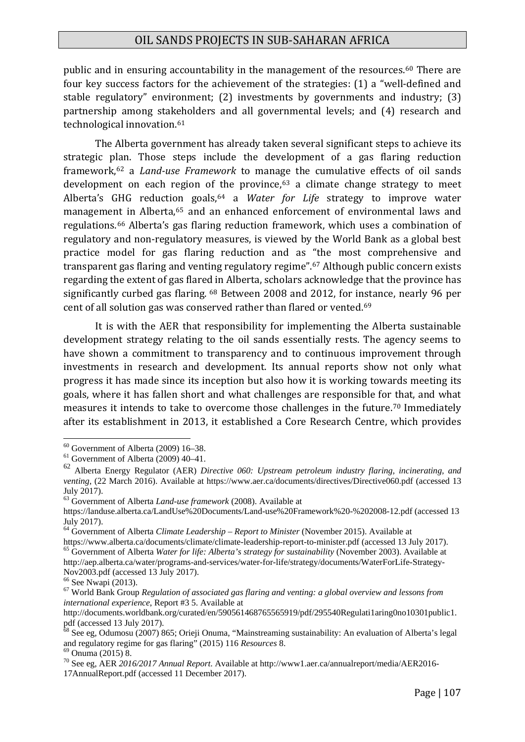public and in ensuring accountability in the management of the resources.[60] There are four key success factors for the achievement of the strategies: (1) a "well-defined and stable regulatory" environment; (2) investments by governments and industry; (3) partnership among stakeholders and all governmental levels; and (4) research and technological innovation.[61]

The Alberta government has already taken several significant steps to achieve its strategic plan. Those steps include the development of a gas flaring reduction framework,[62] a *Land-use Framework* to manage the cumulative effects of oil sands development on each region of the province,[63] a climate change strategy to meet Alberta's GHG reduction goals,[64] a *Water for Life* strategy to improve water management in Alberta,[65] and an enhanced enforcement of environmental laws and regulations.[66] Alberta's gas flaring reduction framework, which uses a combination of regulatory and non-regulatory measures, is viewed by the World Bank as a global best practice model for gas flaring reduction and as "the most comprehensive and transparent gas flaring and venting regulatory regime".[67] Although public concern exists regarding the extent of gas flared in Alberta, scholars acknowledge that the province has significantly curbed gas flaring. [68] Between 2008 and 2012, for instance, nearly 96 per cent of all solution gas was conserved rather than flared or vented.[69]

It is with the AER that responsibility for implementing the Alberta sustainable development strategy relating to the oil sands essentially rests. The agency seems to have shown a commitment to transparency and to continuous improvement through investments in research and development. Its annual reports show not only what progress it has made since its inception but also how it is working towards meeting its goals, where it has fallen short and what challenges are responsible for that, and what measures it intends to take to overcome those challenges in the future.[70] Immediately after its establishment in 2013, it established a Core Research Centre, which provides

---

[60] Government of Alberta (2009) 16–38.

[61] Government of Alberta (2009) 40–41.

[62] Alberta Energy Regulator (AER) *Directive 060: Upstream petroleum industry flaring, incinerating, and venting*, (22 March 2016). Available at https://www.aer.ca/documents/directives/Directive060.pdf (accessed 13 July 2017).

[63] Government of Alberta *Land-use framework* (2008). Available at https://landuse.alberta.ca/LandUse%20Documents/Land-use%20Framework%20-%202008-12.pdf (accessed 13 July 2017).

[64] Government of Alberta *Climate Leadership – Report to Minister* (November 2015). Available at https://www.alberta.ca/documents/climate/climate-leadership-report-to-minister.pdf (accessed 13 July 2017).

[65] Government of Alberta *Water for life: Alberta's strategy for sustainability* (November 2003). Available at http://aep.alberta.ca/water/programs-and-services/water-for-life/strategy/documents/WaterForLife-Strategy-Nov2003.pdf (accessed 13 July 2017).

[66] See Nwapi (2013).

[67] World Bank Group *Regulation of associated gas flaring and venting: a global overview and lessons from international experience*, Report #3 5. Available at http://documents.worldbank.org/curated/en/590561468765565919/pdf/295540Regulati1aring0no10301public1.pdf (accessed 13 July 2017).

[68] See eg, Odumosu (2007) 865; Orieji Onuma, "Mainstreaming sustainability: An evaluation of Alberta's legal and regulatory regime for gas flaring" (2015) 116 *Resources* 8.

[69] Onuma (2015) 8.

[70] See eg, AER *2016/2017 Annual Report*. Available at http://www1.aer.ca/annualreport/media/AER2016-17AnnualReport.pdf (accessed 11 December 2017).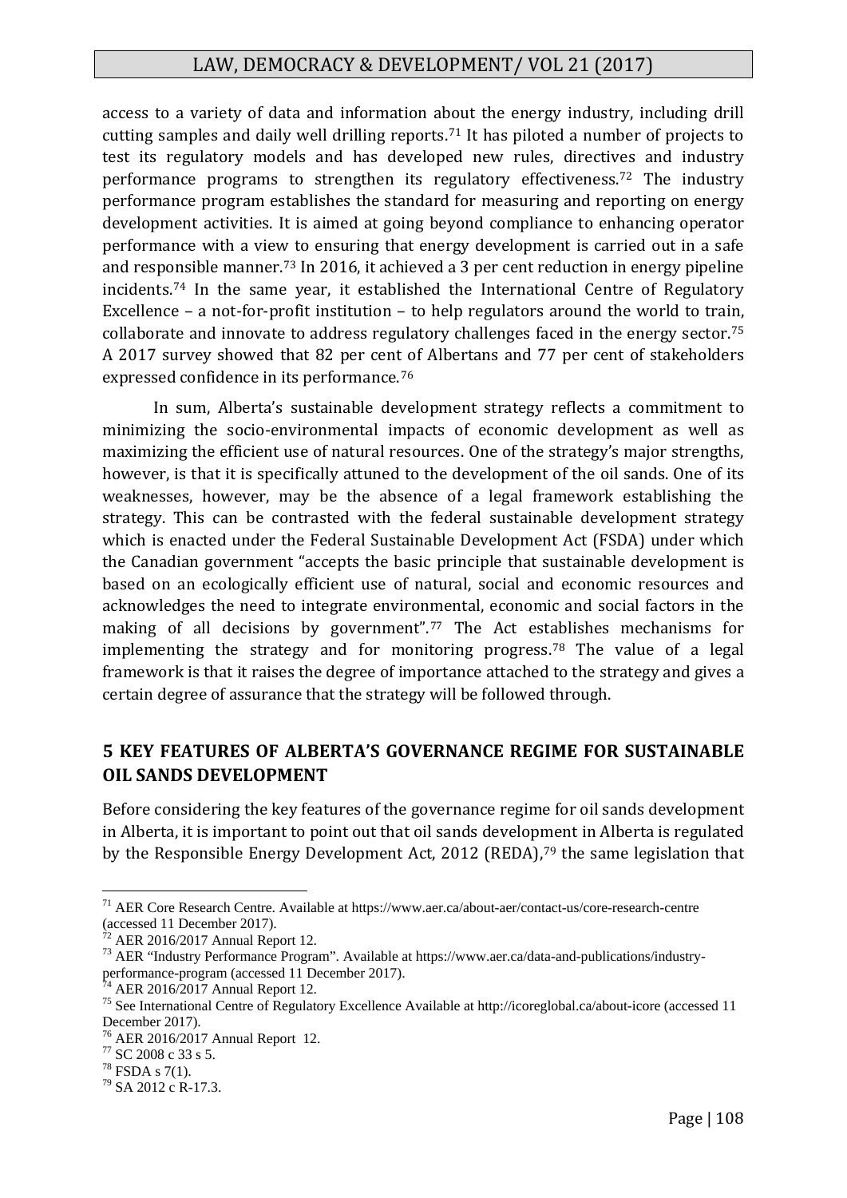access to a variety of data and information about the energy industry, including drill cutting samples and daily well drilling reports.[71] It has piloted a number of projects to test its regulatory models and has developed new rules, directives and industry performance programs to strengthen its regulatory effectiveness.[72] The industry performance program establishes the standard for measuring and reporting on energy development activities. It is aimed at going beyond compliance to enhancing operator performance with a view to ensuring that energy development is carried out in a safe and responsible manner.[73] In 2016, it achieved a 3 per cent reduction in energy pipeline incidents.[74] In the same year, it established the International Centre of Regulatory Excellence – a not-for-profit institution – to help regulators around the world to train, collaborate and innovate to address regulatory challenges faced in the energy sector.[75] A 2017 survey showed that 82 per cent of Albertans and 77 per cent of stakeholders expressed confidence in its performance.[76]

In sum, Alberta's sustainable development strategy reflects a commitment to minimizing the socio-environmental impacts of economic development as well as maximizing the efficient use of natural resources. One of the strategy's major strengths, however, is that it is specifically attuned to the development of the oil sands. One of its weaknesses, however, may be the absence of a legal framework establishing the strategy. This can be contrasted with the federal sustainable development strategy which is enacted under the Federal Sustainable Development Act (FSDA) under which the Canadian government "accepts the basic principle that sustainable development is based on an ecologically efficient use of natural, social and economic resources and acknowledges the need to integrate environmental, economic and social factors in the making of all decisions by government".[77] The Act establishes mechanisms for implementing the strategy and for monitoring progress.[78] The value of a legal framework is that it raises the degree of importance attached to the strategy and gives a certain degree of assurance that the strategy will be followed through.

## 5 KEY FEATURES OF ALBERTA'S GOVERNANCE REGIME FOR SUSTAINABLE OIL SANDS DEVELOPMENT

Before considering the key features of the governance regime for oil sands development in Alberta, it is important to point out that oil sands development in Alberta is regulated by the Responsible Energy Development Act, 2012 (REDA),[79] the same legislation that

---

[71] AER Core Research Centre. Available at https://www.aer.ca/about-aer/contact-us/core-research-centre (accessed 11 December 2017).

[72] AER 2016/2017 Annual Report 12.

[73] AER "Industry Performance Program". Available at https://www.aer.ca/data-and-publications/industry-performance-program (accessed 11 December 2017).

[74] AER 2016/2017 Annual Report 12.

[75] See International Centre of Regulatory Excellence Available at http://icoreglobal.ca/about-icore (accessed 11 December 2017).

[76] AER 2016/2017 Annual Report 12.

[77] SC 2008 c 33 s 5.

[78] FSDA s 7(1).

[79] SA 2012 c R-17.3.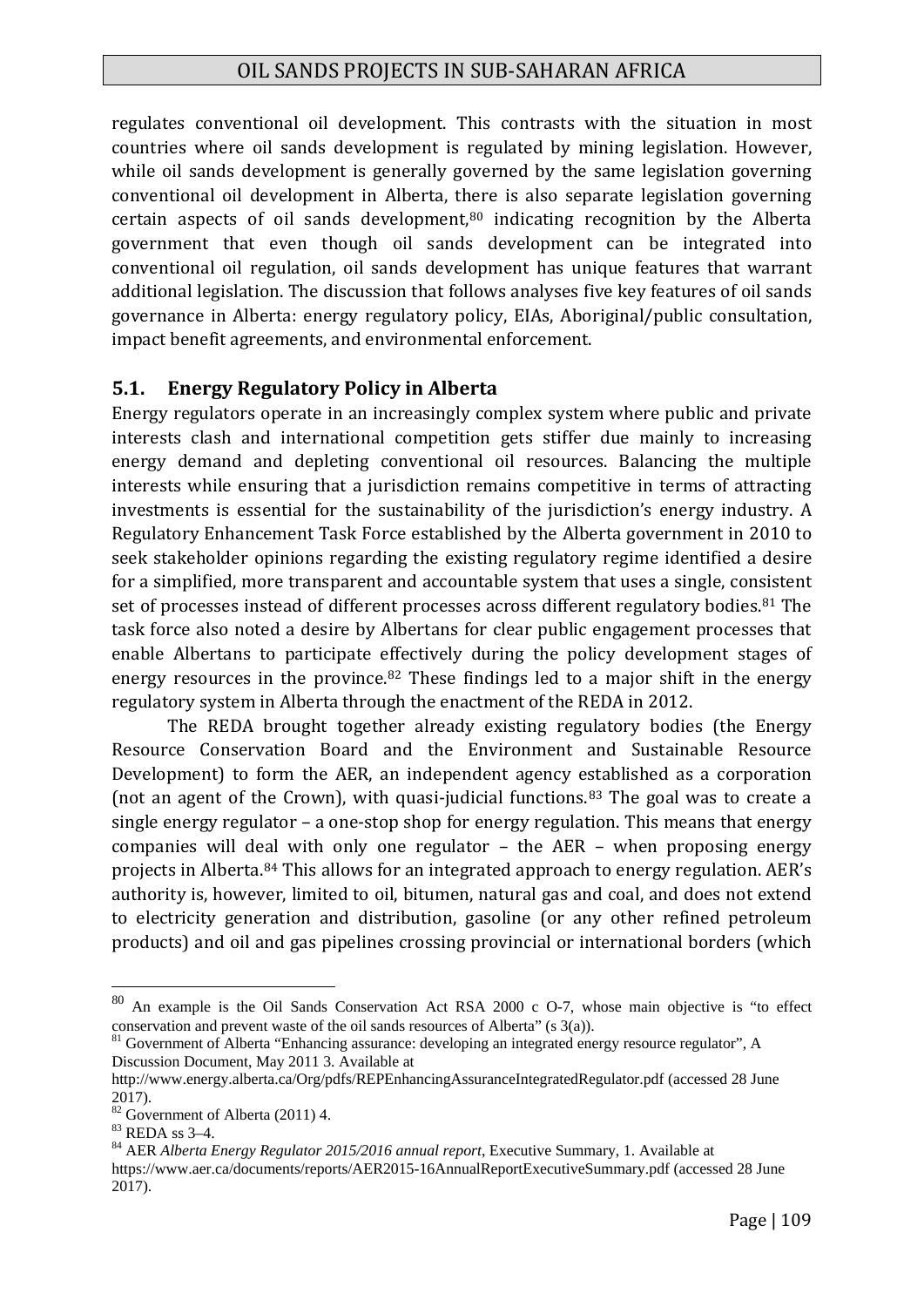regulates conventional oil development. This contrasts with the situation in most countries where oil sands development is regulated by mining legislation. However, while oil sands development is generally governed by the same legislation governing conventional oil development in Alberta, there is also separate legislation governing certain aspects of oil sands development,[80] indicating recognition by the Alberta government that even though oil sands development can be integrated into conventional oil regulation, oil sands development has unique features that warrant additional legislation. The discussion that follows analyses five key features of oil sands governance in Alberta: energy regulatory policy, EIAs, Aboriginal/public consultation, impact benefit agreements, and environmental enforcement.

## 5.1. Energy Regulatory Policy in Alberta

Energy regulators operate in an increasingly complex system where public and private interests clash and international competition gets stiffer due mainly to increasing energy demand and depleting conventional oil resources. Balancing the multiple interests while ensuring that a jurisdiction remains competitive in terms of attracting investments is essential for the sustainability of the jurisdiction's energy industry. A Regulatory Enhancement Task Force established by the Alberta government in 2010 to seek stakeholder opinions regarding the existing regulatory regime identified a desire for a simplified, more transparent and accountable system that uses a single, consistent set of processes instead of different processes across different regulatory bodies.[81] The task force also noted a desire by Albertans for clear public engagement processes that enable Albertans to participate effectively during the policy development stages of energy resources in the province.[82] These findings led to a major shift in the energy regulatory system in Alberta through the enactment of the REDA in 2012.

The REDA brought together already existing regulatory bodies (the Energy Resource Conservation Board and the Environment and Sustainable Resource Development) to form the AER, an independent agency established as a corporation (not an agent of the Crown), with quasi-judicial functions.[83] The goal was to create a single energy regulator – a one-stop shop for energy regulation. This means that energy companies will deal with only one regulator – the AER – when proposing energy projects in Alberta.[84] This allows for an integrated approach to energy regulation. AER's authority is, however, limited to oil, bitumen, natural gas and coal, and does not extend to electricity generation and distribution, gasoline (or any other refined petroleum products) and oil and gas pipelines crossing provincial or international borders (which

---

[80] An example is the Oil Sands Conservation Act RSA 2000 c O-7, whose main objective is "to effect conservation and prevent waste of the oil sands resources of Alberta" (s 3(a)).

[81] Government of Alberta "Enhancing assurance: developing an integrated energy resource regulator", A Discussion Document, May 2011 3. Available at http://www.energy.alberta.ca/Org/pdfs/REPEnhancingAssuranceIntegratedRegulator.pdf (accessed 28 June 2017).

[82] Government of Alberta (2011) 4.

[83] REDA ss 3–4.

[84] AER *Alberta Energy Regulator 2015/2016 annual report*, Executive Summary, 1. Available at https://www.aer.ca/documents/reports/AER2015-16AnnualReportExecutiveSummary.pdf (accessed 28 June 2017).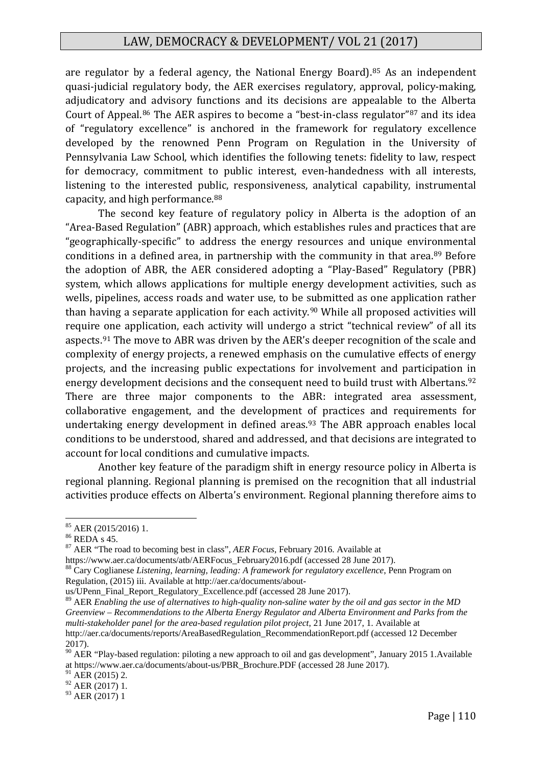are regulator by a federal agency, the National Energy Board).[85] As an independent quasi-judicial regulatory body, the AER exercises regulatory, approval, policy-making, adjudicatory and advisory functions and its decisions are appealable to the Alberta Court of Appeal.[86] The AER aspires to become a "best-in-class regulator"[87] and its idea of "regulatory excellence" is anchored in the framework for regulatory excellence developed by the renowned Penn Program on Regulation in the University of Pennsylvania Law School, which identifies the following tenets: fidelity to law, respect for democracy, commitment to public interest, even-handedness with all interests, listening to the interested public, responsiveness, analytical capability, instrumental capacity, and high performance.[88]

The second key feature of regulatory policy in Alberta is the adoption of an "Area-Based Regulation" (ABR) approach, which establishes rules and practices that are "geographically-specific" to address the energy resources and unique environmental conditions in a defined area, in partnership with the community in that area.[89] Before the adoption of ABR, the AER considered adopting a "Play-Based" Regulatory (PBR) system, which allows applications for multiple energy development activities, such as wells, pipelines, access roads and water use, to be submitted as one application rather than having a separate application for each activity.[90] While all proposed activities will require one application, each activity will undergo a strict "technical review" of all its aspects.[91] The move to ABR was driven by the AER's deeper recognition of the scale and complexity of energy projects, a renewed emphasis on the cumulative effects of energy projects, and the increasing public expectations for involvement and participation in energy development decisions and the consequent need to build trust with Albertans.[92] There are three major components to the ABR: integrated area assessment, collaborative engagement, and the development of practices and requirements for undertaking energy development in defined areas.[93] The ABR approach enables local conditions to be understood, shared and addressed, and that decisions are integrated to account for local conditions and cumulative impacts.

Another key feature of the paradigm shift in energy resource policy in Alberta is regional planning. Regional planning is premised on the recognition that all industrial activities produce effects on Alberta's environment. Regional planning therefore aims to

---

[85] AER (2015/2016) 1.

[86] REDA s 45.

[87] AER "The road to becoming best in class", *AER Focus*, February 2016. Available at https://www.aer.ca/documents/atb/AERFocus_February2016.pdf (accessed 28 June 2017).

[88] Cary Coglianese *Listening, learning, leading: A framework for regulatory excellence*, Penn Program on Regulation, (2015) iii. Available at http://aer.ca/documents/about-us/UPenn_Final_Report_Regulatory_Excellence.pdf (accessed 28 June 2017).

[89] AER *Enabling the use of alternatives to high-quality non-saline water by the oil and gas sector in the MD Greenview – Recommendations to the Alberta Energy Regulator and Alberta Environment and Parks from the multi-stakeholder panel for the area-based regulation pilot project*, 21 June 2017, 1. Available at http://aer.ca/documents/reports/AreaBasedRegulation_RecommendationReport.pdf (accessed 12 December 2017).

[90] AER "Play-based regulation: piloting a new approach to oil and gas development", January 2015 1.Available at https://www.aer.ca/documents/about-us/PBR_Brochure.PDF (accessed 28 June 2017).

[91] AER (2015) 2.

[92] AER (2017) 1.

[93] AER (2017) 1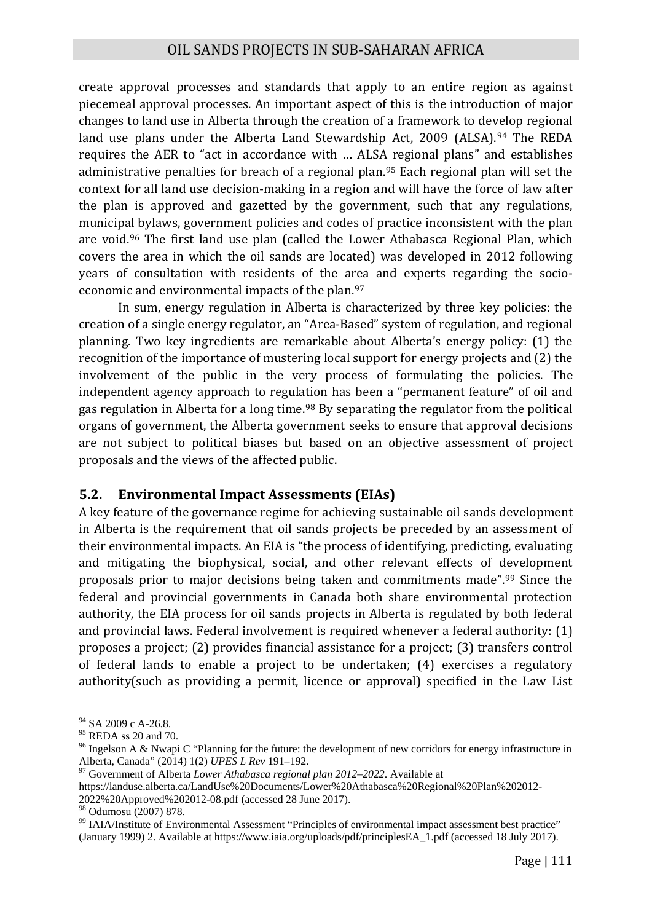create approval processes and standards that apply to an entire region as against piecemeal approval processes. An important aspect of this is the introduction of major changes to land use in Alberta through the creation of a framework to develop regional land use plans under the Alberta Land Stewardship Act, 2009 (ALSA).[94] The REDA requires the AER to "act in accordance with … ALSA regional plans" and establishes administrative penalties for breach of a regional plan.[95] Each regional plan will set the context for all land use decision-making in a region and will have the force of law after the plan is approved and gazetted by the government, such that any regulations, municipal bylaws, government policies and codes of practice inconsistent with the plan are void.[96] The first land use plan (called the Lower Athabasca Regional Plan, which covers the area in which the oil sands are located) was developed in 2012 following years of consultation with residents of the area and experts regarding the socio-economic and environmental impacts of the plan.[97]

In sum, energy regulation in Alberta is characterized by three key policies: the creation of a single energy regulator, an "Area-Based" system of regulation, and regional planning. Two key ingredients are remarkable about Alberta's energy policy: (1) the recognition of the importance of mustering local support for energy projects and (2) the involvement of the public in the very process of formulating the policies. The independent agency approach to regulation has been a "permanent feature" of oil and gas regulation in Alberta for a long time.[98] By separating the regulator from the political organs of government, the Alberta government seeks to ensure that approval decisions are not subject to political biases but based on an objective assessment of project proposals and the views of the affected public.

## 5.2. Environmental Impact Assessments (EIAs)

A key feature of the governance regime for achieving sustainable oil sands development in Alberta is the requirement that oil sands projects be preceded by an assessment of their environmental impacts. An EIA is "the process of identifying, predicting, evaluating and mitigating the biophysical, social, and other relevant effects of development proposals prior to major decisions being taken and commitments made".[99] Since the federal and provincial governments in Canada both share environmental protection authority, the EIA process for oil sands projects in Alberta is regulated by both federal and provincial laws. Federal involvement is required whenever a federal authority: (1) proposes a project; (2) provides financial assistance for a project; (3) transfers control of federal lands to enable a project to be undertaken; (4) exercises a regulatory authority(such as providing a permit, licence or approval) specified in the Law List

---

[94] SA 2009 c A-26.8.

[95] REDA ss 20 and 70.

[96] Ingelson A & Nwapi C "Planning for the future: the development of new corridors for energy infrastructure in Alberta, Canada" (2014) 1(2) *UPES L Rev* 191–192.

[97] Government of Alberta *Lower Athabasca regional plan 2012–2022*. Available at https://landuse.alberta.ca/LandUse%20Documents/Lower%20Athabasca%20Regional%20Plan%202012-2022%20Approved%202012-08.pdf (accessed 28 June 2017).

[98] Odumosu (2007) 878.

[99] IAIA/Institute of Environmental Assessment "Principles of environmental impact assessment best practice" (January 1999) 2. Available at https://www.iaia.org/uploads/pdf/principlesEA_1.pdf (accessed 18 July 2017).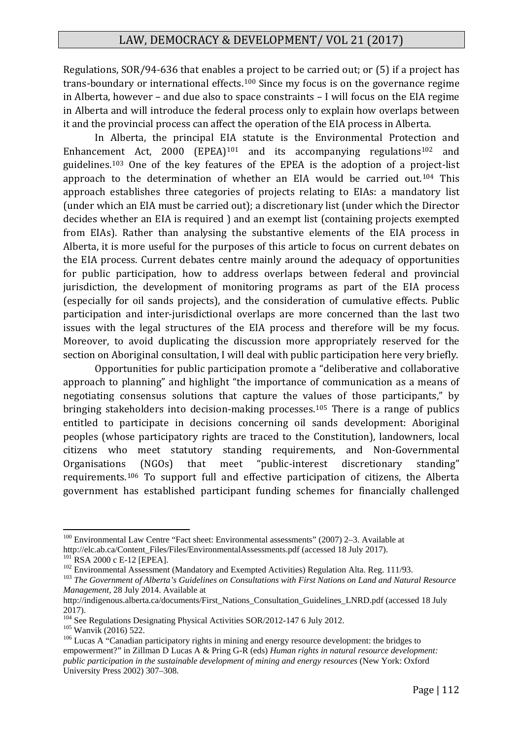Regulations, SOR/94-636 that enables a project to be carried out; or (5) if a project has trans-boundary or international effects.[100] Since my focus is on the governance regime in Alberta, however – and due also to space constraints – I will focus on the EIA regime in Alberta and will introduce the federal process only to explain how overlaps between it and the provincial process can affect the operation of the EIA process in Alberta.

In Alberta, the principal EIA statute is the Environmental Protection and Enhancement Act, 2000 (EPEA)[101] and its accompanying regulations[102] and guidelines.[103] One of the key features of the EPEA is the adoption of a project-list approach to the determination of whether an EIA would be carried out.[104] This approach establishes three categories of projects relating to EIAs: a mandatory list (under which an EIA must be carried out); a discretionary list (under which the Director decides whether an EIA is required ) and an exempt list (containing projects exempted from EIAs). Rather than analysing the substantive elements of the EIA process in Alberta, it is more useful for the purposes of this article to focus on current debates on the EIA process. Current debates centre mainly around the adequacy of opportunities for public participation, how to address overlaps between federal and provincial jurisdiction, the development of monitoring programs as part of the EIA process (especially for oil sands projects), and the consideration of cumulative effects. Public participation and inter-jurisdictional overlaps are more concerned than the last two issues with the legal structures of the EIA process and therefore will be my focus. Moreover, to avoid duplicating the discussion more appropriately reserved for the section on Aboriginal consultation, I will deal with public participation here very briefly.

Opportunities for public participation promote a "deliberative and collaborative approach to planning" and highlight "the importance of communication as a means of negotiating consensus solutions that capture the values of those participants," by bringing stakeholders into decision-making processes.[105] There is a range of publics entitled to participate in decisions concerning oil sands development: Aboriginal peoples (whose participatory rights are traced to the Constitution), landowners, local citizens who meet statutory standing requirements, and Non-Governmental Organisations (NGOs) that meet "public-interest discretionary standing" requirements.[106] To support full and effective participation of citizens, the Alberta government has established participant funding schemes for financially challenged

---

[100] Environmental Law Centre "Fact sheet: Environmental assessments" (2007) 2–3. Available at http://elc.ab.ca/Content_Files/Files/EnvironmentalAssessments.pdf (accessed 18 July 2017).

[101] RSA 2000 c E-12 [EPEA].

[102] Environmental Assessment (Mandatory and Exempted Activities) Regulation Alta. Reg. 111/93.

[103] *The Government of Alberta's Guidelines on Consultations with First Nations on Land and Natural Resource Management*, 28 July 2014. Available at http://indigenous.alberta.ca/documents/First_Nations_Consultation_Guidelines_LNRD.pdf (accessed 18 July 2017).

[104] See Regulations Designating Physical Activities SOR/2012-147 6 July 2012.

[105] Wanvik (2016) 522.

[106] Lucas A "Canadian participatory rights in mining and energy resource development: the bridges to empowerment?" in Zillman D Lucas A & Pring G-R (eds) *Human rights in natural resource development: public participation in the sustainable development of mining and energy resources* (New York: Oxford University Press 2002) 307–308.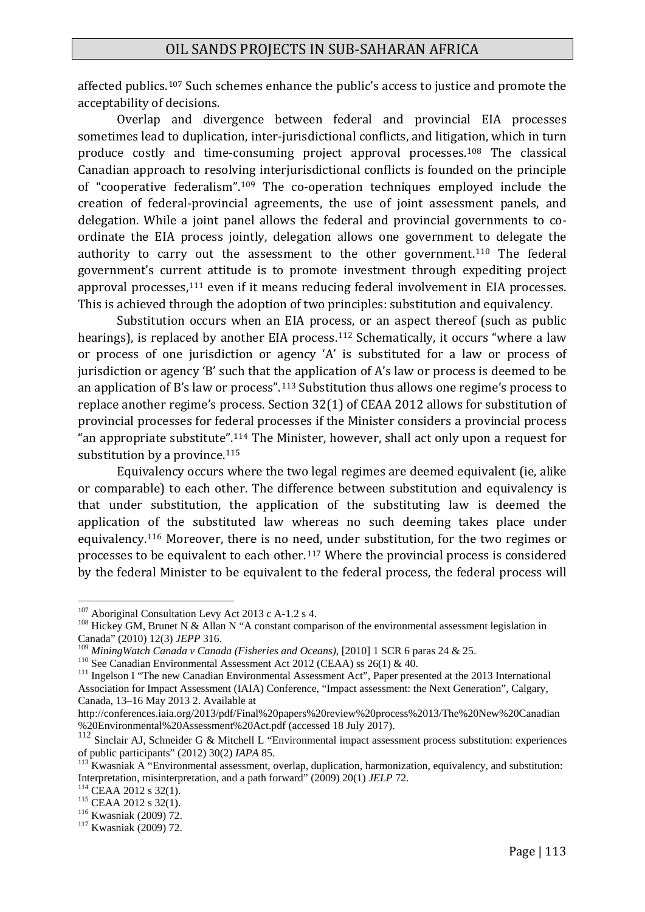affected publics.[107] Such schemes enhance the public's access to justice and promote the acceptability of decisions.

Overlap and divergence between federal and provincial EIA processes sometimes lead to duplication, inter-jurisdictional conflicts, and litigation, which in turn produce costly and time-consuming project approval processes.[108] The classical Canadian approach to resolving interjurisdictional conflicts is founded on the principle of "cooperative federalism".[109] The co-operation techniques employed include the creation of federal-provincial agreements, the use of joint assessment panels, and delegation. While a joint panel allows the federal and provincial governments to co-ordinate the EIA process jointly, delegation allows one government to delegate the authority to carry out the assessment to the other government.[110] The federal government's current attitude is to promote investment through expediting project approval processes,[111] even if it means reducing federal involvement in EIA processes. This is achieved through the adoption of two principles: substitution and equivalency.

Substitution occurs when an EIA process, or an aspect thereof (such as public hearings), is replaced by another EIA process.[112] Schematically, it occurs "where a law or process of one jurisdiction or agency 'A' is substituted for a law or process of jurisdiction or agency 'B' such that the application of A's law or process is deemed to be an application of B's law or process".[113] Substitution thus allows one regime's process to replace another regime's process. Section 32(1) of CEAA 2012 allows for substitution of provincial processes for federal processes if the Minister considers a provincial process "an appropriate substitute".[114] The Minister, however, shall act only upon a request for substitution by a province.[115]

Equivalency occurs where the two legal regimes are deemed equivalent (ie, alike or comparable) to each other. The difference between substitution and equivalency is that under substitution, the application of the substituting law is deemed the application of the substituted law whereas no such deeming takes place under equivalency.[116] Moreover, there is no need, under substitution, for the two regimes or processes to be equivalent to each other.[117] Where the provincial process is considered by the federal Minister to be equivalent to the federal process, the federal process will

---

[107] Aboriginal Consultation Levy Act 2013 c A-1.2 s 4.

[108] Hickey GM, Brunet N & Allan N "A constant comparison of the environmental assessment legislation in Canada" (2010) 12(3) *JEPP* 316.

[109] *MiningWatch Canada v Canada (Fisheries and Oceans)*, [2010] 1 SCR 6 paras 24 & 25.

[110] See Canadian Environmental Assessment Act 2012 (CEAA) ss 26(1) & 40.

[111] Ingelson I "The new Canadian Environmental Assessment Act", Paper presented at the 2013 International Association for Impact Assessment (IAIA) Conference, "Impact assessment: the Next Generation", Calgary, Canada, 13–16 May 2013 2. Available at http://conferences.iaia.org/2013/pdf/Final%20papers%20review%20process%2013/The%20New%20Canadian%20Environmental%20Assessment%20Act.pdf (accessed 18 July 2017).

[112] Sinclair AJ, Schneider G & Mitchell L "Environmental impact assessment process substitution: experiences of public participants" (2012) 30(2) *IAPA* 85.

[113] Kwasniak A "Environmental assessment, overlap, duplication, harmonization, equivalency, and substitution: Interpretation, misinterpretation, and a path forward" (2009) 20(1) *JELP* 72.

[114] CEAA 2012 s 32(1).

[115] CEAA 2012 s 32(1).

[116] Kwasniak (2009) 72.

[117] Kwasniak (2009) 72.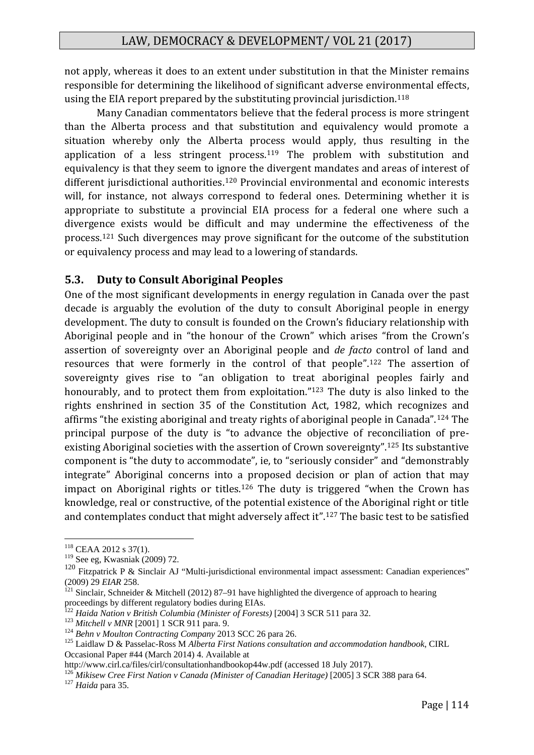not apply, whereas it does to an extent under substitution in that the Minister remains responsible for determining the likelihood of significant adverse environmental effects, using the EIA report prepared by the substituting provincial jurisdiction.[118]

Many Canadian commentators believe that the federal process is more stringent than the Alberta process and that substitution and equivalency would promote a situation whereby only the Alberta process would apply, thus resulting in the application of a less stringent process.[119] The problem with substitution and equivalency is that they seem to ignore the divergent mandates and areas of interest of different jurisdictional authorities.[120] Provincial environmental and economic interests will, for instance, not always correspond to federal ones. Determining whether it is appropriate to substitute a provincial EIA process for a federal one where such a divergence exists would be difficult and may undermine the effectiveness of the process.[121] Such divergences may prove significant for the outcome of the substitution or equivalency process and may lead to a lowering of standards.

## 5.3. Duty to Consult Aboriginal Peoples

One of the most significant developments in energy regulation in Canada over the past decade is arguably the evolution of the duty to consult Aboriginal people in energy development. The duty to consult is founded on the Crown's fiduciary relationship with Aboriginal people and in "the honour of the Crown" which arises "from the Crown's assertion of sovereignty over an Aboriginal people and *de facto* control of land and resources that were formerly in the control of that people".[122] The assertion of sovereignty gives rise to "an obligation to treat aboriginal peoples fairly and honourably, and to protect them from exploitation."[123] The duty is also linked to the rights enshrined in section 35 of the Constitution Act, 1982, which recognizes and affirms "the existing aboriginal and treaty rights of aboriginal people in Canada".[124] The principal purpose of the duty is "to advance the objective of reconciliation of pre-existing Aboriginal societies with the assertion of Crown sovereignty".[125] Its substantive component is "the duty to accommodate", ie, to "seriously consider" and "demonstrably integrate" Aboriginal concerns into a proposed decision or plan of action that may impact on Aboriginal rights or titles.[126] The duty is triggered "when the Crown has knowledge, real or constructive, of the potential existence of the Aboriginal right or title and contemplates conduct that might adversely affect it".[127] The basic test to be satisfied

---

[118] CEAA 2012 s 37(1).

[119] See eg, Kwasniak (2009) 72.

[120] Fitzpatrick P & Sinclair AJ "Multi-jurisdictional environmental impact assessment: Canadian experiences" (2009) 29 *EIAR* 258.

[121] Sinclair, Schneider & Mitchell (2012) 87–91 have highlighted the divergence of approach to hearing proceedings by different regulatory bodies during EIAs.

[122] *Haida Nation v British Columbia (Minister of Forests)* [2004] 3 SCR 511 para 32.

[123] *Mitchell v MNR* [2001] 1 SCR 911 para. 9.

[124] *Behn v Moulton Contracting Company* 2013 SCC 26 para 26.

[125] Laidlaw D & Passelac-Ross M *Alberta First Nations consultation and accommodation handbook*, CIRL Occasional Paper #44 (March 2014) 4. Available at http://www.cirl.ca/files/cirl/consultationhandbookop44w.pdf (accessed 18 July 2017).

[126] *Mikisew Cree First Nation v Canada (Minister of Canadian Heritage)* [2005] 3 SCR 388 para 64.

[127] *Haida* para 35.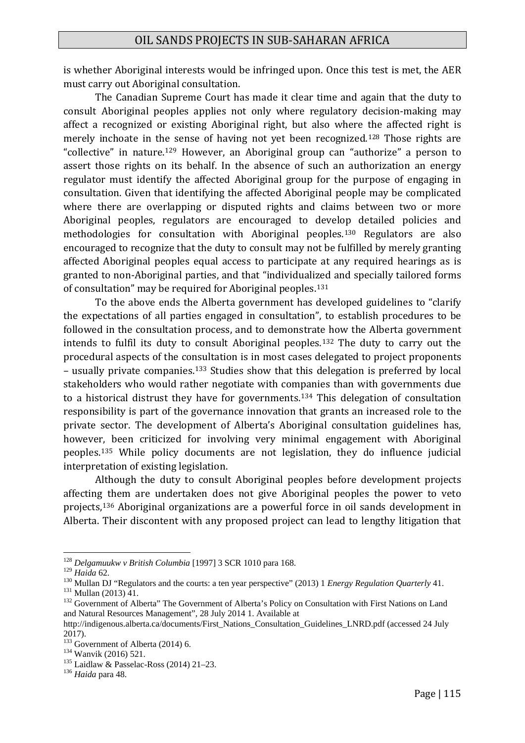is whether Aboriginal interests would be infringed upon. Once this test is met, the AER must carry out Aboriginal consultation.

The Canadian Supreme Court has made it clear time and again that the duty to consult Aboriginal peoples applies not only where regulatory decision-making may affect a recognized or existing Aboriginal right, but also where the affected right is merely inchoate in the sense of having not yet been recognized.[128] Those rights are "collective" in nature.[129] However, an Aboriginal group can "authorize" a person to assert those rights on its behalf. In the absence of such an authorization an energy regulator must identify the affected Aboriginal group for the purpose of engaging in consultation. Given that identifying the affected Aboriginal people may be complicated where there are overlapping or disputed rights and claims between two or more Aboriginal peoples, regulators are encouraged to develop detailed policies and methodologies for consultation with Aboriginal peoples.[130] Regulators are also encouraged to recognize that the duty to consult may not be fulfilled by merely granting affected Aboriginal peoples equal access to participate at any required hearings as is granted to non-Aboriginal parties, and that "individualized and specially tailored forms of consultation" may be required for Aboriginal peoples.[131]

To the above ends the Alberta government has developed guidelines to "clarify the expectations of all parties engaged in consultation", to establish procedures to be followed in the consultation process, and to demonstrate how the Alberta government intends to fulfil its duty to consult Aboriginal peoples.[132] The duty to carry out the procedural aspects of the consultation is in most cases delegated to project proponents – usually private companies.[133] Studies show that this delegation is preferred by local stakeholders who would rather negotiate with companies than with governments due to a historical distrust they have for governments.[134] This delegation of consultation responsibility is part of the governance innovation that grants an increased role to the private sector. The development of Alberta's Aboriginal consultation guidelines has, however, been criticized for involving very minimal engagement with Aboriginal peoples.[135] While policy documents are not legislation, they do influence judicial interpretation of existing legislation.

Although the duty to consult Aboriginal peoples before development projects affecting them are undertaken does not give Aboriginal peoples the power to veto projects,[136] Aboriginal organizations are a powerful force in oil sands development in Alberta. Their discontent with any proposed project can lead to lengthy litigation that

---

[128] *Delgamuukw v British Columbia* [1997] 3 SCR 1010 para 168.

[129] *Haida* 62.

[130] Mullan DJ "Regulators and the courts: a ten year perspective" (2013) 1 *Energy Regulation Quarterly* 41.

[131] Mullan (2013) 41.

[132] Government of Alberta" The Government of Alberta's Policy on Consultation with First Nations on Land and Natural Resources Management", 28 July 2014 1. Available at http://indigenous.alberta.ca/documents/First_Nations_Consultation_Guidelines_LNRD.pdf (accessed 24 July 2017).

[133] Government of Alberta (2014) 6.

[134] Wanvik (2016) 521.

[135] Laidlaw & Passelac-Ross (2014) 21–23.

[136] *Haida* para 48.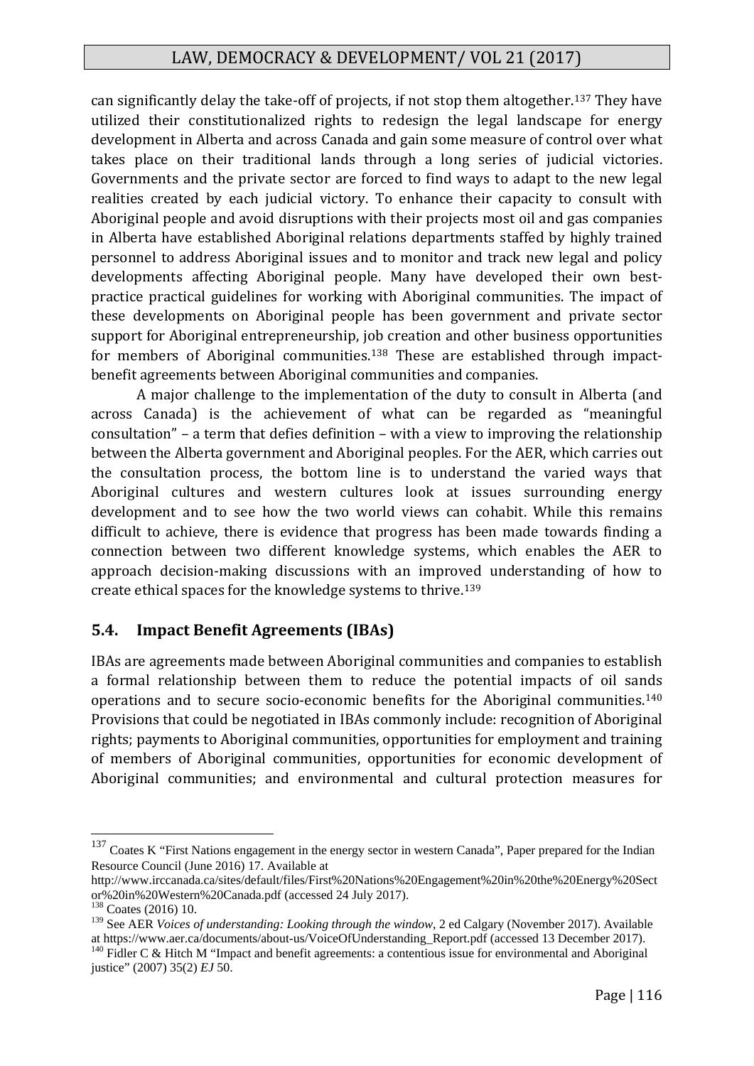can significantly delay the take-off of projects, if not stop them altogether.[137] They have utilized their constitutionalized rights to redesign the legal landscape for energy development in Alberta and across Canada and gain some measure of control over what takes place on their traditional lands through a long series of judicial victories. Governments and the private sector are forced to find ways to adapt to the new legal realities created by each judicial victory. To enhance their capacity to consult with Aboriginal people and avoid disruptions with their projects most oil and gas companies in Alberta have established Aboriginal relations departments staffed by highly trained personnel to address Aboriginal issues and to monitor and track new legal and policy developments affecting Aboriginal people. Many have developed their own best-practice practical guidelines for working with Aboriginal communities. The impact of these developments on Aboriginal people has been government and private sector support for Aboriginal entrepreneurship, job creation and other business opportunities for members of Aboriginal communities.[138] These are established through impact-benefit agreements between Aboriginal communities and companies.

A major challenge to the implementation of the duty to consult in Alberta (and across Canada) is the achievement of what can be regarded as "meaningful consultation" – a term that defies definition – with a view to improving the relationship between the Alberta government and Aboriginal peoples. For the AER, which carries out the consultation process, the bottom line is to understand the varied ways that Aboriginal cultures and western cultures look at issues surrounding energy development and to see how the two world views can cohabit. While this remains difficult to achieve, there is evidence that progress has been made towards finding a connection between two different knowledge systems, which enables the AER to approach decision-making discussions with an improved understanding of how to create ethical spaces for the knowledge systems to thrive.[139]

## 5.4. Impact Benefit Agreements (IBAs)

IBAs are agreements made between Aboriginal communities and companies to establish a formal relationship between them to reduce the potential impacts of oil sands operations and to secure socio-economic benefits for the Aboriginal communities.[140] Provisions that could be negotiated in IBAs commonly include: recognition of Aboriginal rights; payments to Aboriginal communities, opportunities for employment and training of members of Aboriginal communities, opportunities for economic development of Aboriginal communities; and environmental and cultural protection measures for

---

[137] Coates K "First Nations engagement in the energy sector in western Canada", Paper prepared for the Indian Resource Council (June 2016) 17. Available at http://www.irccanada.ca/sites/default/files/First%20Nations%20Engagement%20in%20the%20Energy%20Sector%20in%20Western%20Canada.pdf (accessed 24 July 2017).

[138] Coates (2016) 10.

[139] See AER *Voices of understanding: Looking through the window*, 2 ed Calgary (November 2017). Available at https://www.aer.ca/documents/about-us/VoiceOfUnderstanding_Report.pdf (accessed 13 December 2017).

[140] Fidler C & Hitch M "Impact and benefit agreements: a contentious issue for environmental and Aboriginal justice" (2007) 35(2) *EJ* 50.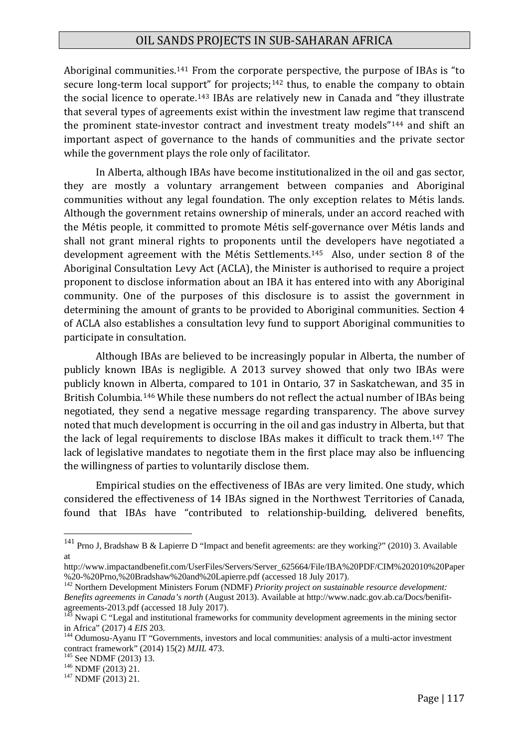Aboriginal communities.[141] From the corporate perspective, the purpose of IBAs is "to secure long-term local support" for projects;[142] thus, to enable the company to obtain the social licence to operate.[143] IBAs are relatively new in Canada and "they illustrate that several types of agreements exist within the investment law regime that transcend the prominent state-investor contract and investment treaty models"[144] and shift an important aspect of governance to the hands of communities and the private sector while the government plays the role only of facilitator.

In Alberta, although IBAs have become institutionalized in the oil and gas sector, they are mostly a voluntary arrangement between companies and Aboriginal communities without any legal foundation. The only exception relates to Métis lands. Although the government retains ownership of minerals, under an accord reached with the Métis people, it committed to promote Métis self-governance over Métis lands and shall not grant mineral rights to proponents until the developers have negotiated a development agreement with the Métis Settlements.[145] Also, under section 8 of the Aboriginal Consultation Levy Act (ACLA), the Minister is authorised to require a project proponent to disclose information about an IBA it has entered into with any Aboriginal community. One of the purposes of this disclosure is to assist the government in determining the amount of grants to be provided to Aboriginal communities. Section 4 of ACLA also establishes a consultation levy fund to support Aboriginal communities to participate in consultation.

Although IBAs are believed to be increasingly popular in Alberta, the number of publicly known IBAs is negligible. A 2013 survey showed that only two IBAs were publicly known in Alberta, compared to 101 in Ontario, 37 in Saskatchewan, and 35 in British Columbia.[146] While these numbers do not reflect the actual number of IBAs being negotiated, they send a negative message regarding transparency. The above survey noted that much development is occurring in the oil and gas industry in Alberta, but that the lack of legal requirements to disclose IBAs makes it difficult to track them.[147] The lack of legislative mandates to negotiate them in the first place may also be influencing the willingness of parties to voluntarily disclose them.

Empirical studies on the effectiveness of IBAs are very limited. One study, which considered the effectiveness of 14 IBAs signed in the Northwest Territories of Canada, found that IBAs have "contributed to relationship-building, delivered benefits,

---

[141] Prno J, Bradshaw B & Lapierre D "Impact and benefit agreements: are they working?" (2010) 3. Available at http://www.impactandbenefit.com/UserFiles/Servers/Server_625664/File/IBA%20PDF/CIM%202010%20Paper%20-%20Prno,%20Bradshaw%20and%20Lapierre.pdf (accessed 18 July 2017).

[142] Northern Development Ministers Forum (NDMF) *Priority project on sustainable resource development: Benefits agreements in Canada's north* (August 2013). Available at http://www.nadc.gov.ab.ca/Docs/benifit-agreements-2013.pdf (accessed 18 July 2017).

[143] Nwapi C "Legal and institutional frameworks for community development agreements in the mining sector in Africa" (2017) 4 *EIS* 203.

[144] Odumosu-Ayanu IT "Governments, investors and local communities: analysis of a multi-actor investment contract framework" (2014) 15(2) *MJIL* 473.

[145] See NDMF (2013) 13.

[146] NDMF (2013) 21.

[147] NDMF (2013) 21.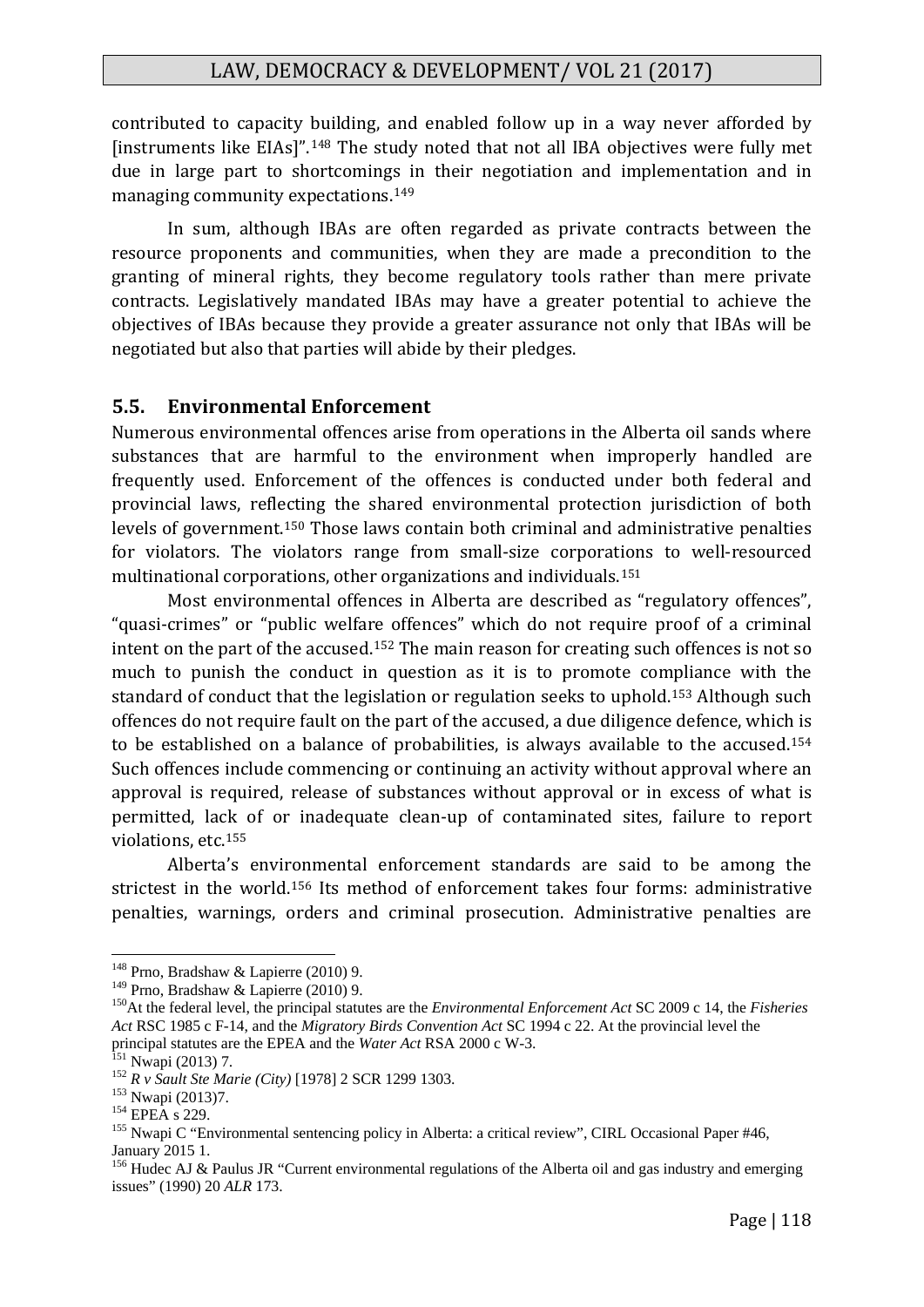contributed to capacity building, and enabled follow up in a way never afforded by [instruments like EIAs]".[148] The study noted that not all IBA objectives were fully met due in large part to shortcomings in their negotiation and implementation and in managing community expectations.[149]

In sum, although IBAs are often regarded as private contracts between the resource proponents and communities, when they are made a precondition to the granting of mineral rights, they become regulatory tools rather than mere private contracts. Legislatively mandated IBAs may have a greater potential to achieve the objectives of IBAs because they provide a greater assurance not only that IBAs will be negotiated but also that parties will abide by their pledges.

### 5.5. Environmental Enforcement

Numerous environmental offences arise from operations in the Alberta oil sands where substances that are harmful to the environment when improperly handled are frequently used. Enforcement of the offences is conducted under both federal and provincial laws, reflecting the shared environmental protection jurisdiction of both levels of government.[150] Those laws contain both criminal and administrative penalties for violators. The violators range from small-size corporations to well-resourced multinational corporations, other organizations and individuals.[151]

Most environmental offences in Alberta are described as "regulatory offences", "quasi-crimes" or "public welfare offences" which do not require proof of a criminal intent on the part of the accused.[152] The main reason for creating such offences is not so much to punish the conduct in question as it is to promote compliance with the standard of conduct that the legislation or regulation seeks to uphold.[153] Although such offences do not require fault on the part of the accused, a due diligence defence, which is to be established on a balance of probabilities, is always available to the accused.[154] Such offences include commencing or continuing an activity without approval where an approval is required, release of substances without approval or in excess of what is permitted, lack of or inadequate clean-up of contaminated sites, failure to report violations, etc.[155]

Alberta's environmental enforcement standards are said to be among the strictest in the world.[156] Its method of enforcement takes four forms: administrative penalties, warnings, orders and criminal prosecution. Administrative penalties are

---

[148] Prno, Bradshaw & Lapierre (2010) 9.

[149] Prno, Bradshaw & Lapierre (2010) 9.

[150] At the federal level, the principal statutes are the *Environmental Enforcement Act* SC 2009 c 14, the *Fisheries Act* RSC 1985 c F-14, and the *Migratory Birds Convention Act* SC 1994 c 22. At the provincial level the principal statutes are the EPEA and the *Water Act* RSA 2000 c W-3.

[151] Nwapi (2013) 7.

[152] *R v Sault Ste Marie (City)* [1978] 2 SCR 1299 1303.

[153] Nwapi (2013)7.

[154] EPEA s 229.

[155] Nwapi C "Environmental sentencing policy in Alberta: a critical review", CIRL Occasional Paper #46, January 2015 1.

[156] Hudec AJ & Paulus JR "Current environmental regulations of the Alberta oil and gas industry and emerging issues" (1990) 20 *ALR* 173.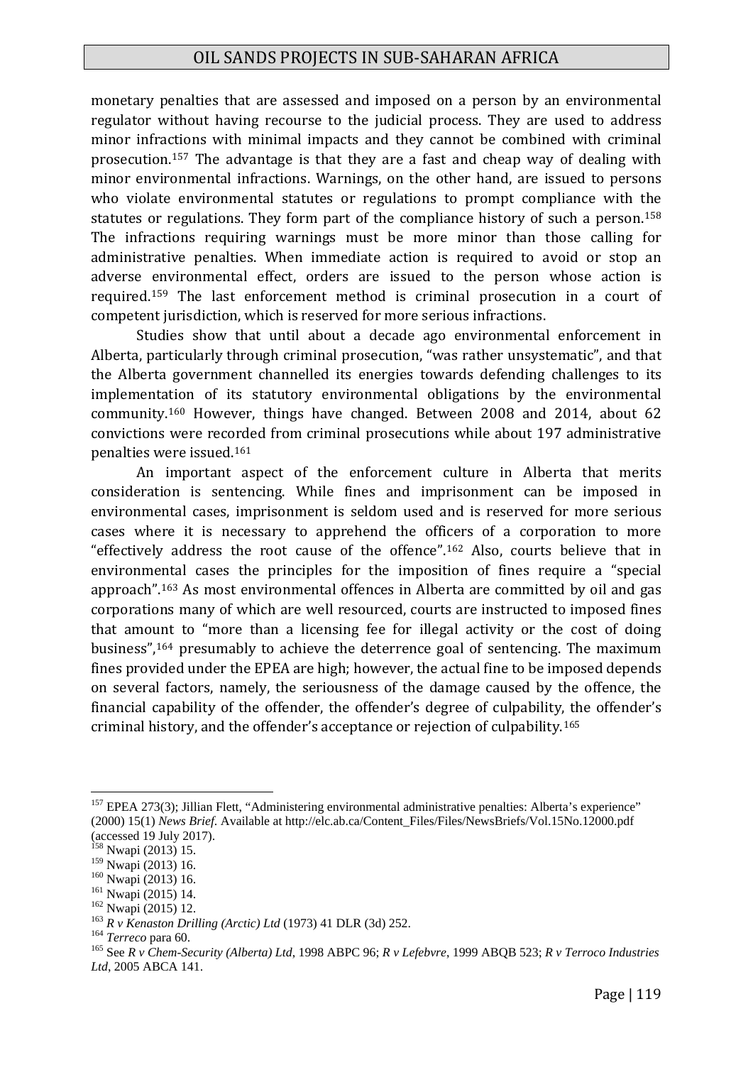monetary penalties that are assessed and imposed on a person by an environmental regulator without having recourse to the judicial process. They are used to address minor infractions with minimal impacts and they cannot be combined with criminal prosecution.[157] The advantage is that they are a fast and cheap way of dealing with minor environmental infractions. Warnings, on the other hand, are issued to persons who violate environmental statutes or regulations to prompt compliance with the statutes or regulations. They form part of the compliance history of such a person.[158] The infractions requiring warnings must be more minor than those calling for administrative penalties. When immediate action is required to avoid or stop an adverse environmental effect, orders are issued to the person whose action is required.[159] The last enforcement method is criminal prosecution in a court of competent jurisdiction, which is reserved for more serious infractions.

Studies show that until about a decade ago environmental enforcement in Alberta, particularly through criminal prosecution, "was rather unsystematic", and that the Alberta government channelled its energies towards defending challenges to its implementation of its statutory environmental obligations by the environmental community.[160] However, things have changed. Between 2008 and 2014, about 62 convictions were recorded from criminal prosecutions while about 197 administrative penalties were issued.[161]

An important aspect of the enforcement culture in Alberta that merits consideration is sentencing. While fines and imprisonment can be imposed in environmental cases, imprisonment is seldom used and is reserved for more serious cases where it is necessary to apprehend the officers of a corporation to more "effectively address the root cause of the offence".[162] Also, courts believe that in environmental cases the principles for the imposition of fines require a "special approach".[163] As most environmental offences in Alberta are committed by oil and gas corporations many of which are well resourced, courts are instructed to imposed fines that amount to "more than a licensing fee for illegal activity or the cost of doing business",[164] presumably to achieve the deterrence goal of sentencing. The maximum fines provided under the EPEA are high; however, the actual fine to be imposed depends on several factors, namely, the seriousness of the damage caused by the offence, the financial capability of the offender, the offender's degree of culpability, the offender's criminal history, and the offender's acceptance or rejection of culpability.[165]

---

[157] EPEA 273(3); Jillian Flett, "Administering environmental administrative penalties: Alberta's experience" (2000) 15(1) *News Brief*. Available at http://elc.ab.ca/Content_Files/Files/NewsBriefs/Vol.15No.12000.pdf (accessed 19 July 2017).

[158] Nwapi (2013) 15.

[159] Nwapi (2013) 16.

[160] Nwapi (2013) 16.

[161] Nwapi (2015) 14.

[162] Nwapi (2015) 12.

[163] *R v Kenaston Drilling (Arctic) Ltd* (1973) 41 DLR (3d) 252.

[164] *Terreco* para 60.

[165] See *R v Chem-Security (Alberta) Ltd*, 1998 ABPC 96; *R v Lefebvre*, 1999 ABQB 523; *R v Terroco Industries Ltd*, 2005 ABCA 141.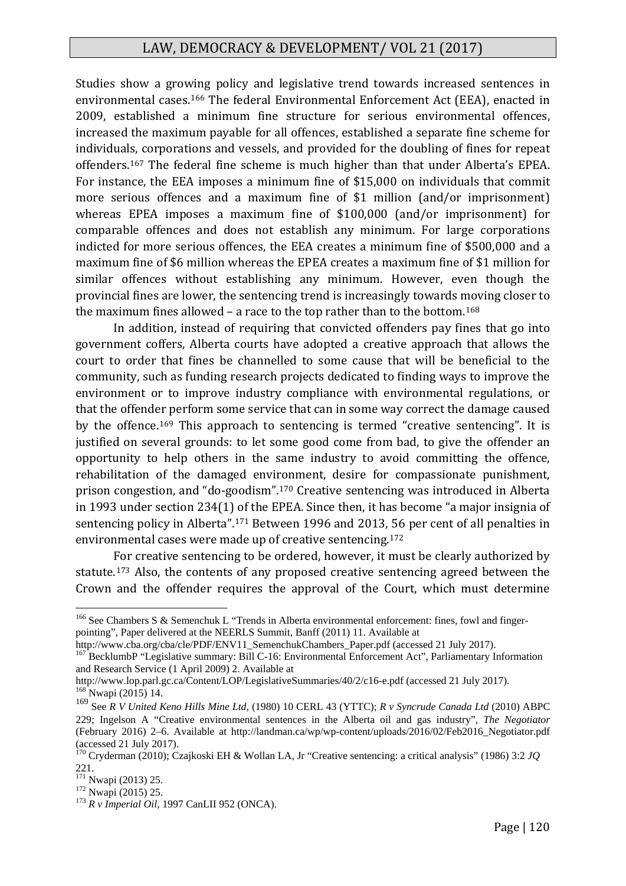Studies show a growing policy and legislative trend towards increased sentences in environmental cases.[166] The federal Environmental Enforcement Act (EEA), enacted in 2009, established a minimum fine structure for serious environmental offences, increased the maximum payable for all offences, established a separate fine scheme for individuals, corporations and vessels, and provided for the doubling of fines for repeat offenders.[167] The federal fine scheme is much higher than that under Alberta's EPEA. For instance, the EEA imposes a minimum fine of $15,000 on individuals that commit more serious offences and a maximum fine of $1 million (and/or imprisonment) whereas EPEA imposes a maximum fine of $100,000 (and/or imprisonment) for comparable offences and does not establish any minimum. For large corporations indicted for more serious offences, the EEA creates a minimum fine of $500,000 and a maximum fine of $6 million whereas the EPEA creates a maximum fine of $1 million for similar offences without establishing any minimum. However, even though the provincial fines are lower, the sentencing trend is increasingly towards moving closer to the maximum fines allowed – a race to the top rather than to the bottom.[168]

In addition, instead of requiring that convicted offenders pay fines that go into government coffers, Alberta courts have adopted a creative approach that allows the court to order that fines be channelled to some cause that will be beneficial to the community, such as funding research projects dedicated to finding ways to improve the environment or to improve industry compliance with environmental regulations, or that the offender perform some service that can in some way correct the damage caused by the offence.[169] This approach to sentencing is termed "creative sentencing". It is justified on several grounds: to let some good come from bad, to give the offender an opportunity to help others in the same industry to avoid committing the offence, rehabilitation of the damaged environment, desire for compassionate punishment, prison congestion, and "do-goodism".[170] Creative sentencing was introduced in Alberta in 1993 under section 234(1) of the EPEA. Since then, it has become "a major insignia of sentencing policy in Alberta".[171] Between 1996 and 2013, 56 per cent of all penalties in environmental cases were made up of creative sentencing.[172]

For creative sentencing to be ordered, however, it must be clearly authorized by statute.[173] Also, the contents of any proposed creative sentencing agreed between the Crown and the offender requires the approval of the Court, which must determine

---

[166] See Chambers S & Semenchuk L "Trends in Alberta environmental enforcement: fines, fowl and finger-pointing", Paper delivered at the NEERLS Summit, Banff (2011) 11. Available at http://www.cba.org/cba/cle/PDF/ENV11_SemenchukChambers_Paper.pdf (accessed 21 July 2017).

[167] BecklumbP "Legislative summary: Bill C-16: Environmental Enforcement Act", Parliamentary Information and Research Service (1 April 2009) 2. Available at http://www.lop.parl.gc.ca/Content/LOP/LegislativeSummaries/40/2/c16-e.pdf (accessed 21 July 2017).

[168] Nwapi (2015) 14.

[169] See *R V United Keno Hills Mine Ltd*, (1980) 10 CERL 43 (YTTC); *R v Syncrude Canada Ltd* (2010) ABPC 229; Ingelson A "Creative environmental sentences in the Alberta oil and gas industry", *The Negotiator* (February 2016) 2–6. Available at http://landman.ca/wp/wp-content/uploads/2016/02/Feb2016_Negotiator.pdf (accessed 21 July 2017).

[170] Cryderman (2010); Czajkoski EH & Wollan LA, Jr "Creative sentencing: a critical analysis" (1986) 3:2 *JQ* 221.

[171] Nwapi (2013) 25.

[172] Nwapi (2015) 25.

[173] *R v Imperial Oil*, 1997 CanLII 952 (ONCA).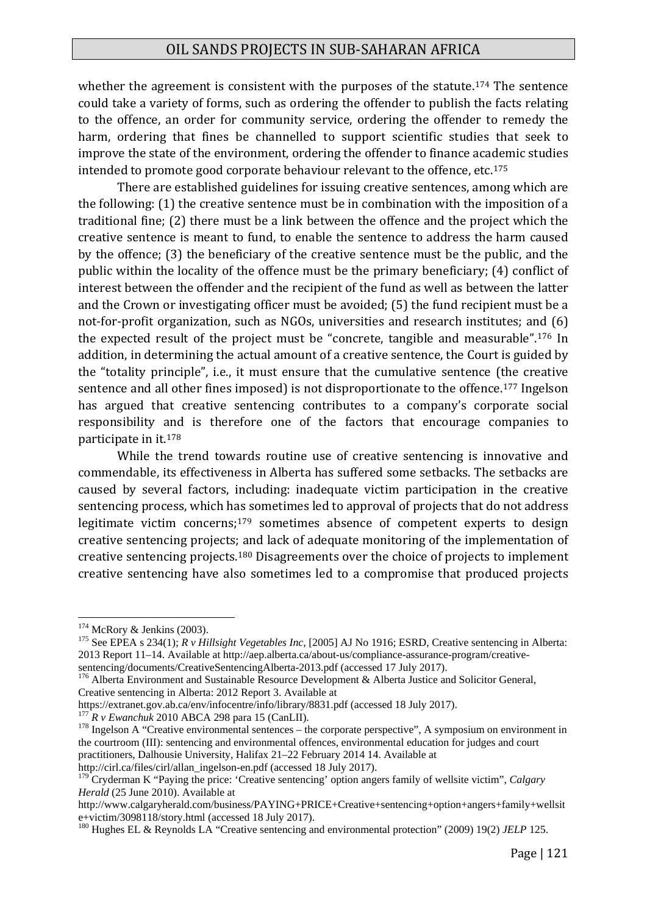whether the agreement is consistent with the purposes of the statute.[174] The sentence could take a variety of forms, such as ordering the offender to publish the facts relating to the offence, an order for community service, ordering the offender to remedy the harm, ordering that fines be channelled to support scientific studies that seek to improve the state of the environment, ordering the offender to finance academic studies intended to promote good corporate behaviour relevant to the offence, etc.[175]

There are established guidelines for issuing creative sentences, among which are the following: (1) the creative sentence must be in combination with the imposition of a traditional fine; (2) there must be a link between the offence and the project which the creative sentence is meant to fund, to enable the sentence to address the harm caused by the offence; (3) the beneficiary of the creative sentence must be the public, and the public within the locality of the offence must be the primary beneficiary; (4) conflict of interest between the offender and the recipient of the fund as well as between the latter and the Crown or investigating officer must be avoided; (5) the fund recipient must be a not-for-profit organization, such as NGOs, universities and research institutes; and (6) the expected result of the project must be "concrete, tangible and measurable".[176] In addition, in determining the actual amount of a creative sentence, the Court is guided by the "totality principle", i.e., it must ensure that the cumulative sentence (the creative sentence and all other fines imposed) is not disproportionate to the offence.[177] Ingelson has argued that creative sentencing contributes to a company's corporate social responsibility and is therefore one of the factors that encourage companies to participate in it.[178]

While the trend towards routine use of creative sentencing is innovative and commendable, its effectiveness in Alberta has suffered some setbacks. The setbacks are caused by several factors, including: inadequate victim participation in the creative sentencing process, which has sometimes led to approval of projects that do not address legitimate victim concerns;[179] sometimes absence of competent experts to design creative sentencing projects; and lack of adequate monitoring of the implementation of creative sentencing projects.[180] Disagreements over the choice of projects to implement creative sentencing have also sometimes led to a compromise that produced projects

---

[174] McRory & Jenkins (2003).

[175] See EPEA s 234(1); *R v Hillsight Vegetables Inc*, [2005] AJ No 1916; ESRD, Creative sentencing in Alberta: 2013 Report 11–14. Available at http://aep.alberta.ca/about-us/compliance-assurance-program/creative-sentencing/documents/CreativeSentencingAlberta-2013.pdf (accessed 17 July 2017).

[176] Alberta Environment and Sustainable Resource Development & Alberta Justice and Solicitor General, Creative sentencing in Alberta: 2012 Report 3. Available at https://extranet.gov.ab.ca/env/infocentre/info/library/8831.pdf (accessed 18 July 2017).

[177] *R v Ewanchuk* 2010 ABCA 298 para 15 (CanLII).

[178] Ingelson A "Creative environmental sentences – the corporate perspective", A symposium on environment in the courtroom (III): sentencing and environmental offences, environmental education for judges and court practitioners, Dalhousie University, Halifax 21–22 February 2014 14. Available at http://cirl.ca/files/cirl/allan_ingelson-en.pdf (accessed 18 July 2017).

[179] Cryderman K "Paying the price: 'Creative sentencing' option angers family of wellsite victim", *Calgary Herald* (25 June 2010). Available at http://www.calgaryherald.com/business/PAYING+PRICE+Creative+sentencing+option+angers+family+wellsite+victim/3098118/story.html (accessed 18 July 2017).

[180] Hughes EL & Reynolds LA "Creative sentencing and environmental protection" (2009) 19(2) *JELP* 125.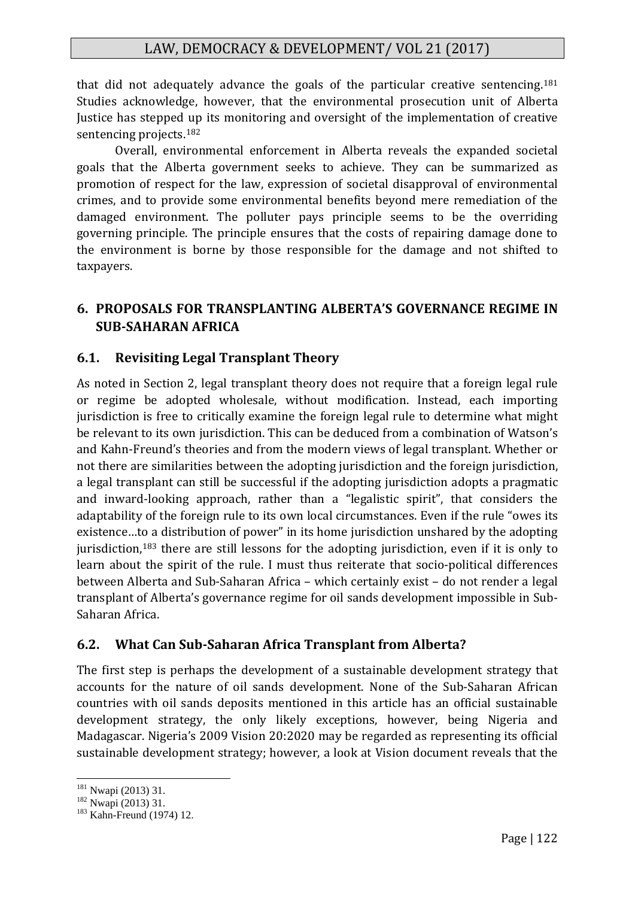that did not adequately advance the goals of the particular creative sentencing.[181] Studies acknowledge, however, that the environmental prosecution unit of Alberta Justice has stepped up its monitoring and oversight of the implementation of creative sentencing projects.[182]

Overall, environmental enforcement in Alberta reveals the expanded societal goals that the Alberta government seeks to achieve. They can be summarized as promotion of respect for the law, expression of societal disapproval of environmental crimes, and to provide some environmental benefits beyond mere remediation of the damaged environment. The polluter pays principle seems to be the overriding governing principle. The principle ensures that the costs of repairing damage done to the environment is borne by those responsible for the damage and not shifted to taxpayers.

## 6. PROPOSALS FOR TRANSPLANTING ALBERTA'S GOVERNANCE REGIME IN SUB-SAHARAN AFRICA

### 6.1. Revisiting Legal Transplant Theory

As noted in Section 2, legal transplant theory does not require that a foreign legal rule or regime be adopted wholesale, without modification. Instead, each importing jurisdiction is free to critically examine the foreign legal rule to determine what might be relevant to its own jurisdiction. This can be deduced from a combination of Watson's and Kahn-Freund's theories and from the modern views of legal transplant. Whether or not there are similarities between the adopting jurisdiction and the foreign jurisdiction, a legal transplant can still be successful if the adopting jurisdiction adopts a pragmatic and inward-looking approach, rather than a "legalistic spirit", that considers the adaptability of the foreign rule to its own local circumstances. Even if the rule "owes its existence…to a distribution of power" in its home jurisdiction unshared by the adopting jurisdiction,[183] there are still lessons for the adopting jurisdiction, even if it is only to learn about the spirit of the rule. I must thus reiterate that socio-political differences between Alberta and Sub-Saharan Africa – which certainly exist – do not render a legal transplant of Alberta's governance regime for oil sands development impossible in Sub-Saharan Africa.

### 6.2. What Can Sub-Saharan Africa Transplant from Alberta?

The first step is perhaps the development of a sustainable development strategy that accounts for the nature of oil sands development. None of the Sub-Saharan African countries with oil sands deposits mentioned in this article has an official sustainable development strategy, the only likely exceptions, however, being Nigeria and Madagascar. Nigeria's 2009 Vision 20:2020 may be regarded as representing its official sustainable development strategy; however, a look at Vision document reveals that the

[181] Nwapi (2013) 31.

[182] Nwapi (2013) 31.

[183] Kahn-Freund (1974) 12.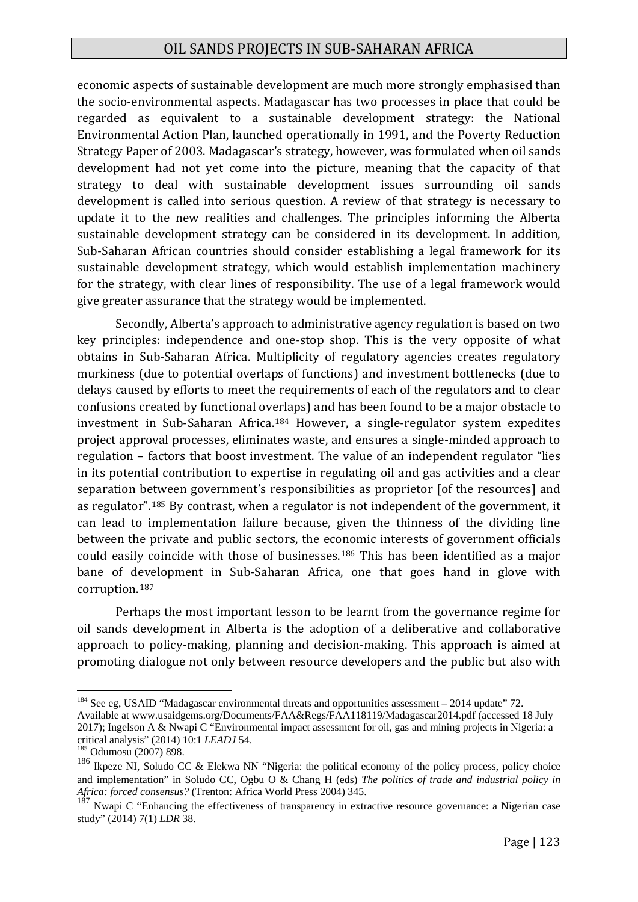economic aspects of sustainable development are much more strongly emphasised than the socio-environmental aspects. Madagascar has two processes in place that could be regarded as equivalent to a sustainable development strategy: the National Environmental Action Plan, launched operationally in 1991, and the Poverty Reduction Strategy Paper of 2003. Madagascar's strategy, however, was formulated when oil sands development had not yet come into the picture, meaning that the capacity of that strategy to deal with sustainable development issues surrounding oil sands development is called into serious question. A review of that strategy is necessary to update it to the new realities and challenges. The principles informing the Alberta sustainable development strategy can be considered in its development. In addition, Sub-Saharan African countries should consider establishing a legal framework for its sustainable development strategy, which would establish implementation machinery for the strategy, with clear lines of responsibility. The use of a legal framework would give greater assurance that the strategy would be implemented.

Secondly, Alberta's approach to administrative agency regulation is based on two key principles: independence and one-stop shop. This is the very opposite of what obtains in Sub-Saharan Africa. Multiplicity of regulatory agencies creates regulatory murkiness (due to potential overlaps of functions) and investment bottlenecks (due to delays caused by efforts to meet the requirements of each of the regulators and to clear confusions created by functional overlaps) and has been found to be a major obstacle to investment in Sub-Saharan Africa.[184] However, a single-regulator system expedites project approval processes, eliminates waste, and ensures a single-minded approach to regulation – factors that boost investment. The value of an independent regulator "lies in its potential contribution to expertise in regulating oil and gas activities and a clear separation between government's responsibilities as proprietor [of the resources] and as regulator".[185] By contrast, when a regulator is not independent of the government, it can lead to implementation failure because, given the thinness of the dividing line between the private and public sectors, the economic interests of government officials could easily coincide with those of businesses.[186] This has been identified as a major bane of development in Sub-Saharan Africa, one that goes hand in glove with corruption.[187]

Perhaps the most important lesson to be learnt from the governance regime for oil sands development in Alberta is the adoption of a deliberative and collaborative approach to policy-making, planning and decision-making. This approach is aimed at promoting dialogue not only between resource developers and the public but also with

---

[184] See eg, USAID "Madagascar environmental threats and opportunities assessment – 2014 update" 72. Available at www.usaidgems.org/Documents/FAA&Regs/FAA118119/Madagascar2014.pdf (accessed 18 July 2017); Ingelson A & Nwapi C "Environmental impact assessment for oil, gas and mining projects in Nigeria: a critical analysis" (2014) 10:1 *LEADJ* 54.

[185] Odumosu (2007) 898.

[186] Ikpeze NI, Soludo CC & Elekwa NN "Nigeria: the political economy of the policy process, policy choice and implementation" in Soludo CC, Ogbu O & Chang H (eds) *The politics of trade and industrial policy in Africa: forced consensus?* (Trenton: Africa World Press 2004) 345.

[187] Nwapi C "Enhancing the effectiveness of transparency in extractive resource governance: a Nigerian case study" (2014) 7(1) *LDR* 38.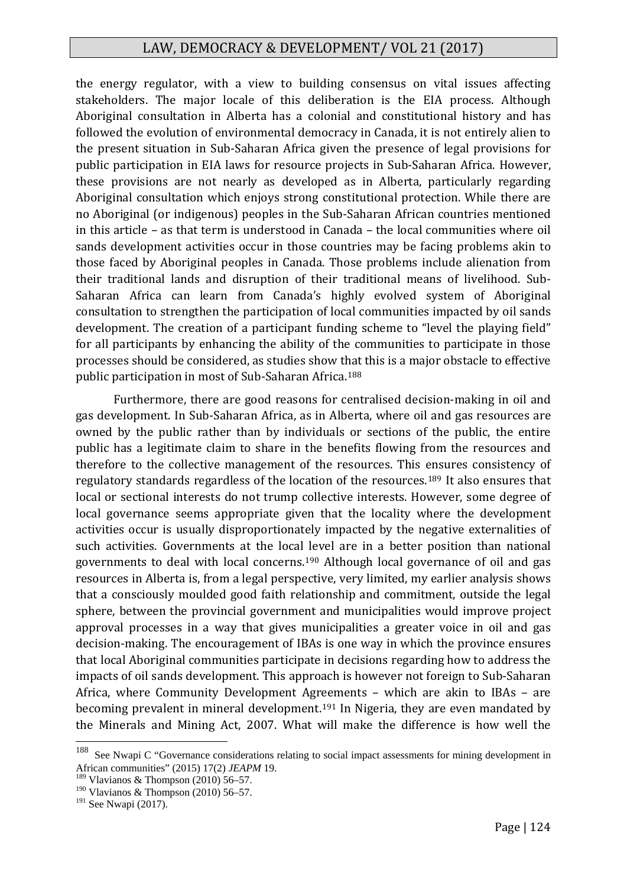the energy regulator, with a view to building consensus on vital issues affecting stakeholders. The major locale of this deliberation is the EIA process. Although Aboriginal consultation in Alberta has a colonial and constitutional history and has followed the evolution of environmental democracy in Canada, it is not entirely alien to the present situation in Sub-Saharan Africa given the presence of legal provisions for public participation in EIA laws for resource projects in Sub-Saharan Africa. However, these provisions are not nearly as developed as in Alberta, particularly regarding Aboriginal consultation which enjoys strong constitutional protection. While there are no Aboriginal (or indigenous) peoples in the Sub-Saharan African countries mentioned in this article – as that term is understood in Canada – the local communities where oil sands development activities occur in those countries may be facing problems akin to those faced by Aboriginal peoples in Canada. Those problems include alienation from their traditional lands and disruption of their traditional means of livelihood. Sub-Saharan Africa can learn from Canada's highly evolved system of Aboriginal consultation to strengthen the participation of local communities impacted by oil sands development. The creation of a participant funding scheme to "level the playing field" for all participants by enhancing the ability of the communities to participate in those processes should be considered, as studies show that this is a major obstacle to effective public participation in most of Sub-Saharan Africa.[188]

Furthermore, there are good reasons for centralised decision-making in oil and gas development. In Sub-Saharan Africa, as in Alberta, where oil and gas resources are owned by the public rather than by individuals or sections of the public, the entire public has a legitimate claim to share in the benefits flowing from the resources and therefore to the collective management of the resources. This ensures consistency of regulatory standards regardless of the location of the resources.[189] It also ensures that local or sectional interests do not trump collective interests. However, some degree of local governance seems appropriate given that the locality where the development activities occur is usually disproportionately impacted by the negative externalities of such activities. Governments at the local level are in a better position than national governments to deal with local concerns.[190] Although local governance of oil and gas resources in Alberta is, from a legal perspective, very limited, my earlier analysis shows that a consciously moulded good faith relationship and commitment, outside the legal sphere, between the provincial government and municipalities would improve project approval processes in a way that gives municipalities a greater voice in oil and gas decision-making. The encouragement of IBAs is one way in which the province ensures that local Aboriginal communities participate in decisions regarding how to address the impacts of oil sands development. This approach is however not foreign to Sub-Saharan Africa, where Community Development Agreements – which are akin to IBAs – are becoming prevalent in mineral development.[191] In Nigeria, they are even mandated by the Minerals and Mining Act, 2007. What will make the difference is how well the

---

[188] See Nwapi C "Governance considerations relating to social impact assessments for mining development in African communities" (2015) 17(2) *JEAPM* 19.

[189] Vlavianos & Thompson (2010) 56–57.

[190] Vlavianos & Thompson (2010) 56–57.

[191] See Nwapi (2017).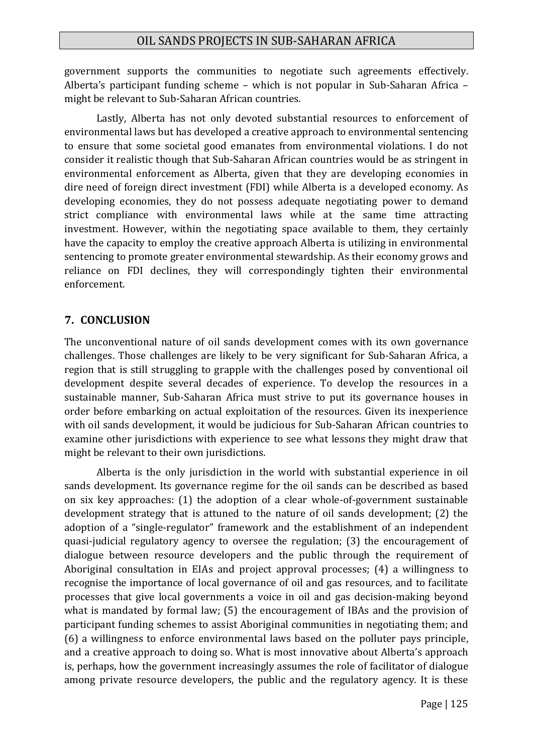government supports the communities to negotiate such agreements effectively. Alberta's participant funding scheme – which is not popular in Sub-Saharan Africa – might be relevant to Sub-Saharan African countries.

Lastly, Alberta has not only devoted substantial resources to enforcement of environmental laws but has developed a creative approach to environmental sentencing to ensure that some societal good emanates from environmental violations. I do not consider it realistic though that Sub-Saharan African countries would be as stringent in environmental enforcement as Alberta, given that they are developing economies in dire need of foreign direct investment (FDI) while Alberta is a developed economy. As developing economies, they do not possess adequate negotiating power to demand strict compliance with environmental laws while at the same time attracting investment. However, within the negotiating space available to them, they certainly have the capacity to employ the creative approach Alberta is utilizing in environmental sentencing to promote greater environmental stewardship. As their economy grows and reliance on FDI declines, they will correspondingly tighten their environmental enforcement.

## 7. CONCLUSION

The unconventional nature of oil sands development comes with its own governance challenges. Those challenges are likely to be very significant for Sub-Saharan Africa, a region that is still struggling to grapple with the challenges posed by conventional oil development despite several decades of experience. To develop the resources in a sustainable manner, Sub-Saharan Africa must strive to put its governance houses in order before embarking on actual exploitation of the resources. Given its inexperience with oil sands development, it would be judicious for Sub-Saharan African countries to examine other jurisdictions with experience to see what lessons they might draw that might be relevant to their own jurisdictions.

Alberta is the only jurisdiction in the world with substantial experience in oil sands development. Its governance regime for the oil sands can be described as based on six key approaches: (1) the adoption of a clear whole-of-government sustainable development strategy that is attuned to the nature of oil sands development; (2) the adoption of a "single-regulator" framework and the establishment of an independent quasi-judicial regulatory agency to oversee the regulation; (3) the encouragement of dialogue between resource developers and the public through the requirement of Aboriginal consultation in EIAs and project approval processes; (4) a willingness to recognise the importance of local governance of oil and gas resources, and to facilitate processes that give local governments a voice in oil and gas decision-making beyond what is mandated by formal law; (5) the encouragement of IBAs and the provision of participant funding schemes to assist Aboriginal communities in negotiating them; and (6) a willingness to enforce environmental laws based on the polluter pays principle, and a creative approach to doing so. What is most innovative about Alberta's approach is, perhaps, how the government increasingly assumes the role of facilitator of dialogue among private resource developers, the public and the regulatory agency. It is these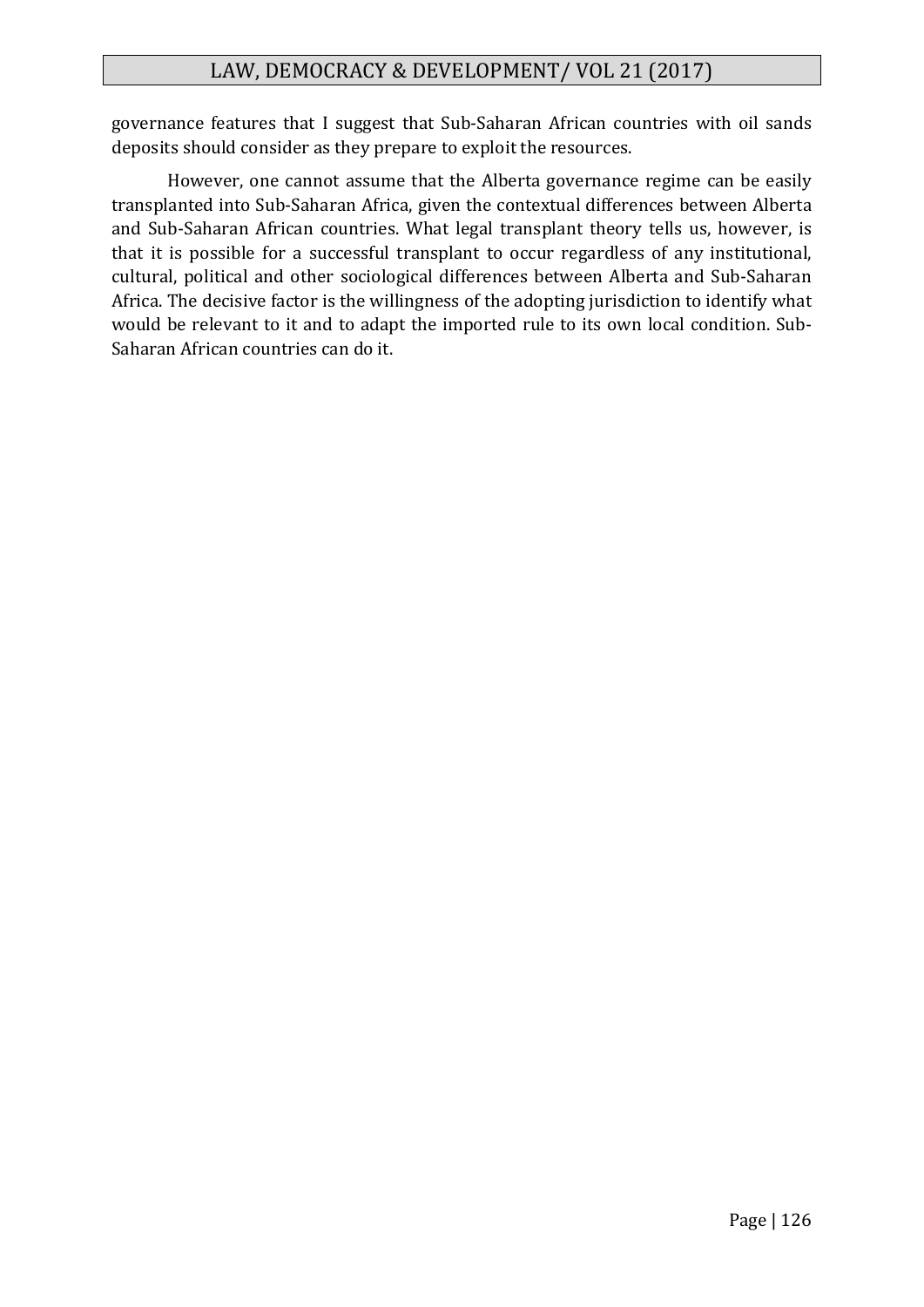governance features that I suggest that Sub-Saharan African countries with oil sands deposits should consider as they prepare to exploit the resources.

However, one cannot assume that the Alberta governance regime can be easily transplanted into Sub-Saharan Africa, given the contextual differences between Alberta and Sub-Saharan African countries. What legal transplant theory tells us, however, is that it is possible for a successful transplant to occur regardless of any institutional, cultural, political and other sociological differences between Alberta and Sub-Saharan Africa. The decisive factor is the willingness of the adopting jurisdiction to identify what would be relevant to it and to adapt the imported rule to its own local condition. Sub-Saharan African countries can do it.